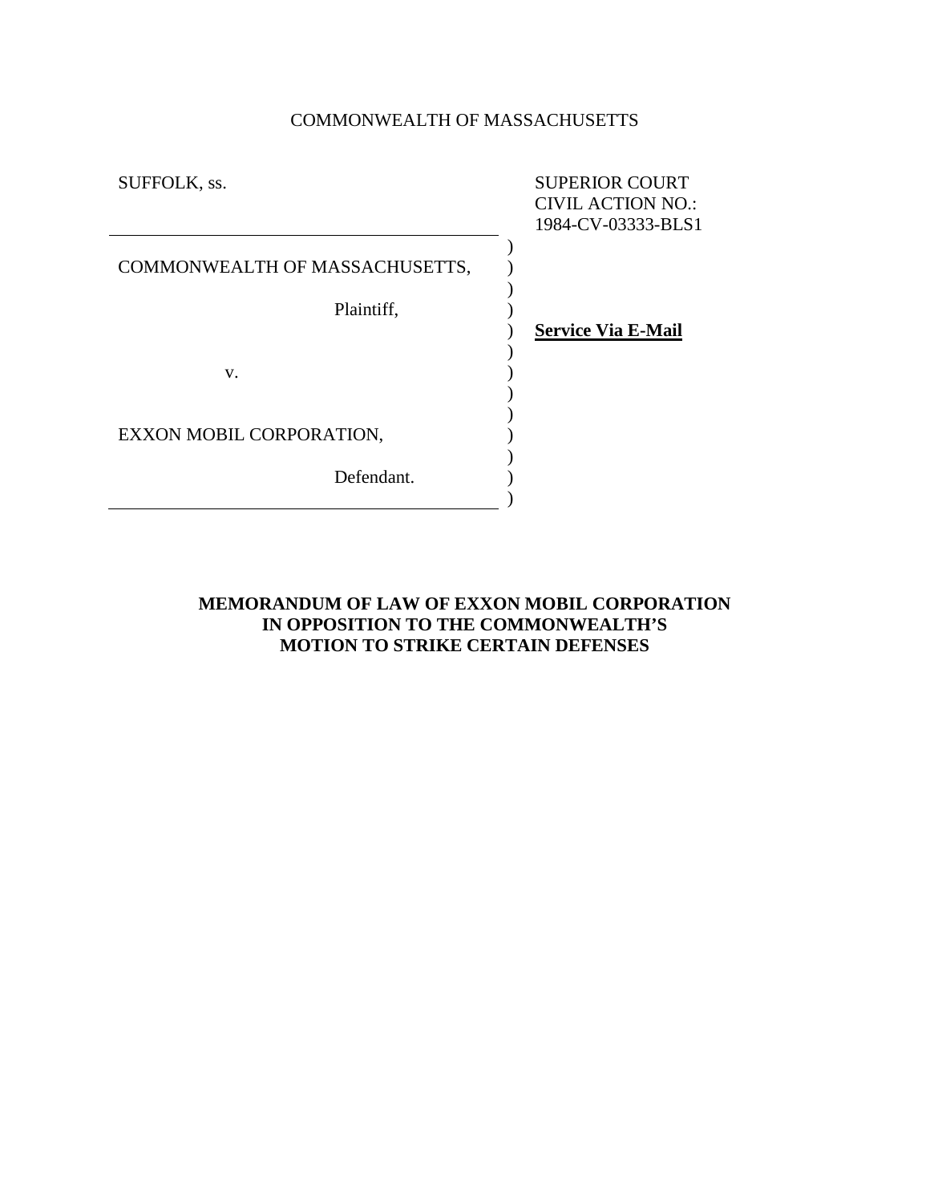COMMONWEALTH OF MASSACHUSETTS

| SUFFOLK, ss. | SUPERIOR COURT<br>CIVIL ACTION NO.:<br>1984-CV-03333-BLS1 |
|---|---|
| COMMONWEALTH OF MASSACHUSETTS,<br><br>Plaintiff,<br><br>v.<br><br>EXXON MOBIL CORPORATION,<br><br>Defendant. | **Service Via E-Mail** |

**MEMORANDUM OF LAW OF EXXON MOBIL CORPORATION IN OPPOSITION TO THE COMMONWEALTH'S MOTION TO STRIKE CERTAIN DEFENSES**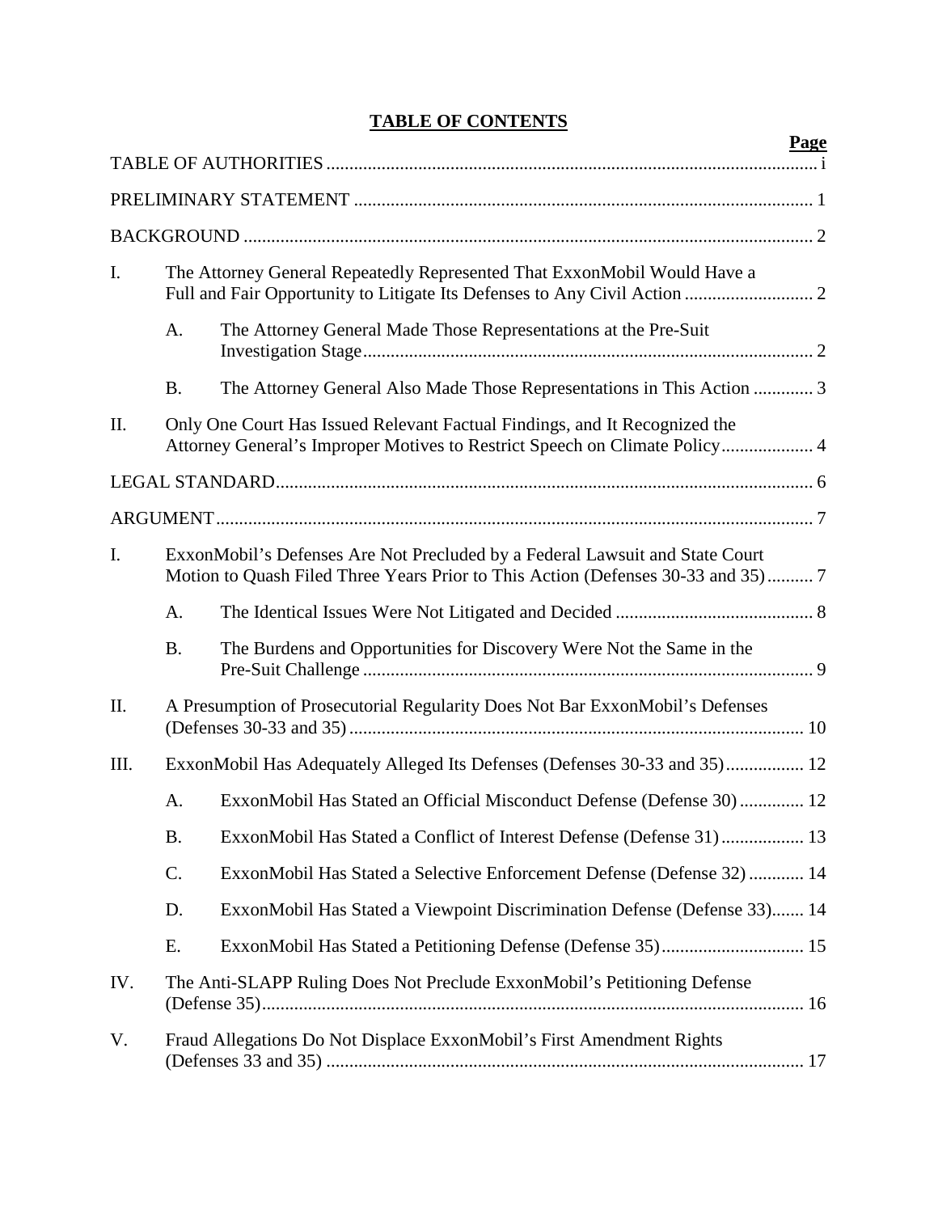# TABLE OF CONTENTS

| | | | Page |
|---|---|---|---|
| TABLE OF AUTHORITIES | | | i |
| PRELIMINARY STATEMENT | | | 1 |
| BACKGROUND | | | 2 |
| I. | The Attorney General Repeatedly Represented That ExxonMobil Would Have a Full and Fair Opportunity to Litigate Its Defenses to Any Civil Action | | 2 |
| | A. | The Attorney General Made Those Representations at the Pre-Suit Investigation Stage | 2 |
| | B. | The Attorney General Also Made Those Representations in This Action | 3 |
| II. | Only One Court Has Issued Relevant Factual Findings, and It Recognized the Attorney General's Improper Motives to Restrict Speech on Climate Policy | | 4 |
| LEGAL STANDARD | | | 6 |
| ARGUMENT | | | 7 |
| I. | ExxonMobil's Defenses Are Not Precluded by a Federal Lawsuit and State Court Motion to Quash Filed Three Years Prior to This Action (Defenses 30-33 and 35) | | 7 |
| | A. | The Identical Issues Were Not Litigated and Decided | 8 |
| | B. | The Burdens and Opportunities for Discovery Were Not the Same in the Pre-Suit Challenge | 9 |
| II. | A Presumption of Prosecutorial Regularity Does Not Bar ExxonMobil's Defenses (Defenses 30-33 and 35) | | 10 |
| III. | ExxonMobil Has Adequately Alleged Its Defenses (Defenses 30-33 and 35) | | 12 |
| | A. | ExxonMobil Has Stated an Official Misconduct Defense (Defense 30) | 12 |
| | B. | ExxonMobil Has Stated a Conflict of Interest Defense (Defense 31) | 13 |
| | C. | ExxonMobil Has Stated a Selective Enforcement Defense (Defense 32) | 14 |
| | D. | ExxonMobil Has Stated a Viewpoint Discrimination Defense (Defense 33) | 14 |
| | E. | ExxonMobil Has Stated a Petitioning Defense (Defense 35) | 15 |
| IV. | The Anti-SLAPP Ruling Does Not Preclude ExxonMobil's Petitioning Defense (Defense 35) | | 16 |
| V. | Fraud Allegations Do Not Displace ExxonMobil's First Amendment Rights (Defenses 33 and 35) | | 17 |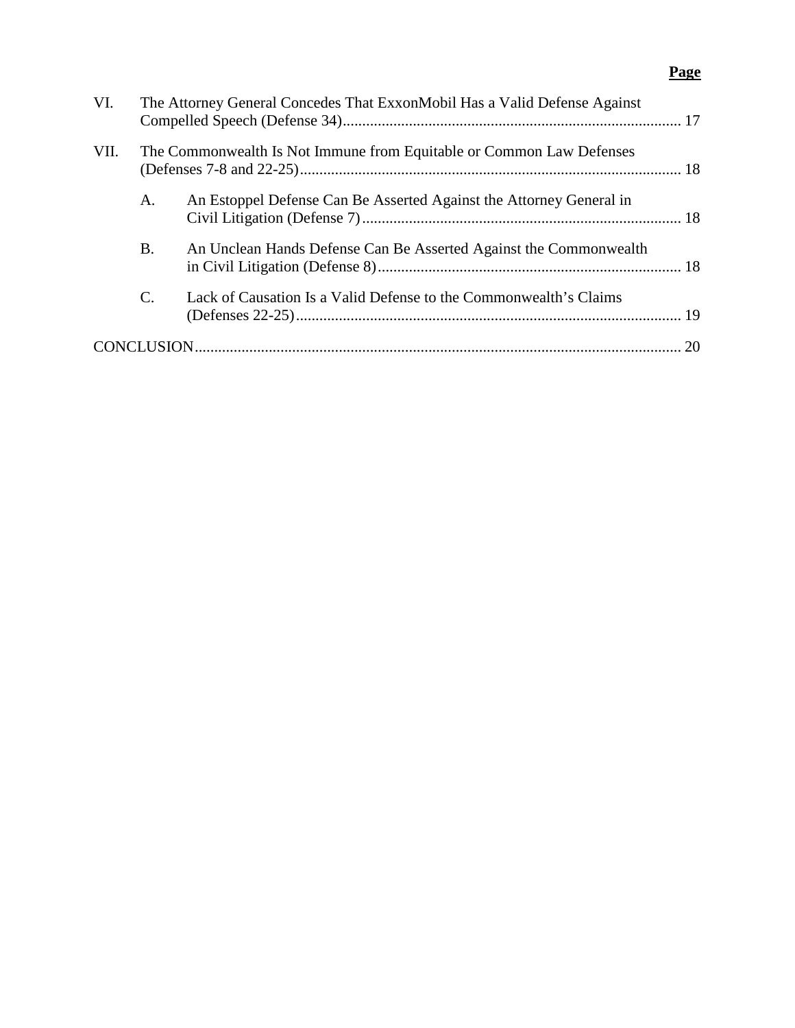**Page**

VI. The Attorney General Concedes That ExxonMobil Has a Valid Defense Against Compelled Speech (Defense 34) ..... 17

VII. The Commonwealth Is Not Immune from Equitable or Common Law Defenses (Defenses 7-8 and 22-25) ..... 18

- A. An Estoppel Defense Can Be Asserted Against the Attorney General in Civil Litigation (Defense 7) ..... 18
- B. An Unclean Hands Defense Can Be Asserted Against the Commonwealth in Civil Litigation (Defense 8) ..... 18
- C. Lack of Causation Is a Valid Defense to the Commonwealth's Claims (Defenses 22-25) ..... 19

CONCLUSION ..... 20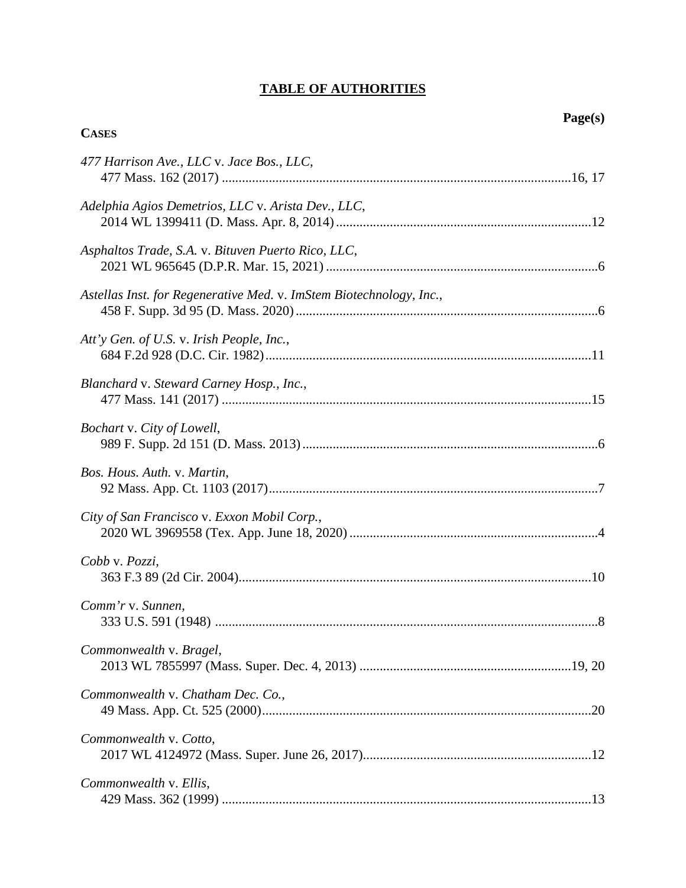# TABLE OF AUTHORITIES

**Page(s)**

**CASES**

*477 Harrison Ave., LLC* v. *Jace Bos., LLC*,
477 Mass. 162 (2017) ....................................................................................................16, 17

*Adelphia Agios Demetrios, LLC* v. *Arista Dev., LLC*,
2014 WL 1399411 (D. Mass. Apr. 8, 2014) ............................................................................12

*Asphaltos Trade, S.A.* v. *Bituven Puerto Rico, LLC*,
2021 WL 965645 (D.P.R. Mar. 15, 2021) ................................................................................6

*Astellas Inst. for Regenerative Med.* v. *ImStem Biotechnology, Inc.*,
458 F. Supp. 3d 95 (D. Mass. 2020) ..........................................................................................6

*Att'y Gen. of U.S.* v. *Irish People, Inc.*,
684 F.2d 928 (D.C. Cir. 1982) .................................................................................................11

*Blanchard* v. *Steward Carney Hosp., Inc.*,
477 Mass. 141 (2017) ..............................................................................................................15

*Bochart* v. *City of Lowell*,
989 F. Supp. 2d 151 (D. Mass. 2013) ........................................................................................6

*Bos. Hous. Auth.* v. *Martin*,
92 Mass. App. Ct. 1103 (2017) ..................................................................................................7

*City of San Francisco* v. *Exxon Mobil Corp.*,
2020 WL 3969558 (Tex. App. June 18, 2020) ..........................................................................4

*Cobb* v. *Pozzi*,
363 F.3 89 (2d Cir. 2004) .........................................................................................................10

*Comm'r* v. *Sunnen*,
333 U.S. 591 (1948) ..................................................................................................................8

*Commonwealth* v. *Bragel*,
2013 WL 7855997 (Mass. Super. Dec. 4, 2013) ...............................................................19, 20

*Commonwealth* v. *Chatham Dec. Co.*,
49 Mass. App. Ct. 525 (2000) ..................................................................................................20

*Commonwealth* v. *Cotto*,
2017 WL 4124972 (Mass. Super. June 26, 2017) ....................................................................12

*Commonwealth* v. *Ellis*,
429 Mass. 362 (1999) ..............................................................................................................13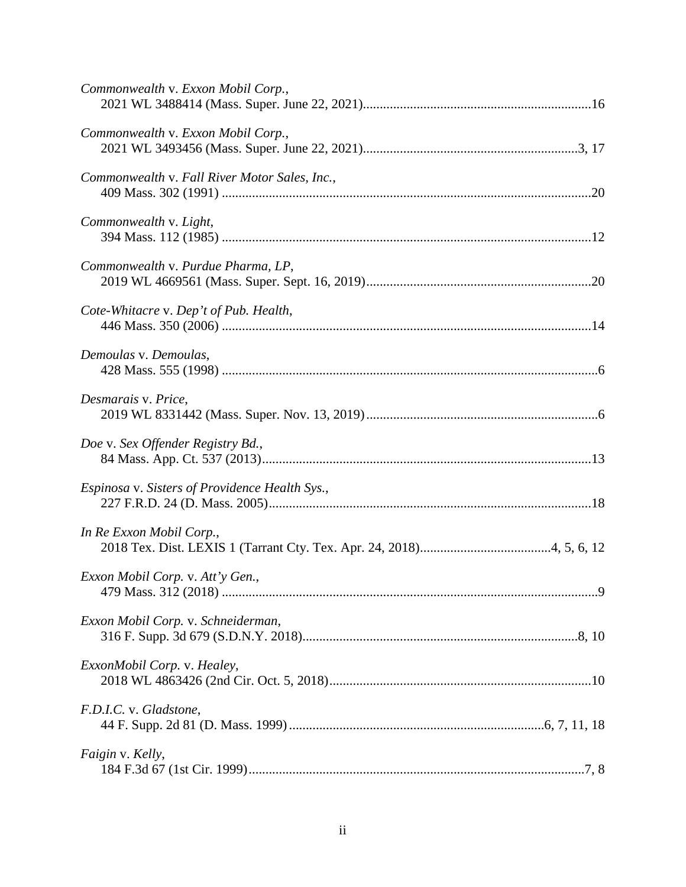*Commonwealth* v. *Exxon Mobil Corp.*,
2021 WL 3488414 (Mass. Super. June 22, 2021)....................................................................16

*Commonwealth* v. *Exxon Mobil Corp.*,
2021 WL 3493456 (Mass. Super. June 22, 2021)................................................................3, 17

*Commonwealth* v. *Fall River Motor Sales, Inc.*,
409 Mass. 302 (1991) ..............................................................................................................20

*Commonwealth* v. *Light*,
394 Mass. 112 (1985) ..............................................................................................................12

*Commonwealth* v. *Purdue Pharma, LP*,
2019 WL 4669561 (Mass. Super. Sept. 16, 2019)...................................................................20

*Cote-Whitacre* v. *Dep't of Pub. Health*,
446 Mass. 350 (2006) ..............................................................................................................14

*Demoulas* v. *Demoulas*,
428 Mass. 555 (1998) ................................................................................................................6

*Desmarais* v. *Price*,
2019 WL 8331442 (Mass. Super. Nov. 13, 2019).....................................................................6

*Doe* v. *Sex Offender Registry Bd.*,
84 Mass. App. Ct. 537 (2013)..................................................................................................13

*Espinosa* v. *Sisters of Providence Health Sys.*,
227 F.R.D. 24 (D. Mass. 2005)................................................................................................18

*In Re Exxon Mobil Corp.*,
2018 Tex. Dist. LEXIS 1 (Tarrant Cty. Tex. Apr. 24, 2018).......................................4, 5, 6, 12

*Exxon Mobil Corp.* v. *Att'y Gen.*,
479 Mass. 312 (2018) ................................................................................................................9

*Exxon Mobil Corp.* v. *Schneiderman*,
316 F. Supp. 3d 679 (S.D.N.Y. 2018)..................................................................................8, 10

*ExxonMobil Corp.* v. *Healey*,
2018 WL 4863426 (2nd Cir. Oct. 5, 2018)..............................................................................10

*F.D.I.C.* v. *Gladstone*,
44 F. Supp. 2d 81 (D. Mass. 1999)............................................................................6, 7, 11, 18

*Faigin* v. *Kelly*,
184 F.3d 67 (1st Cir. 1999)....................................................................................................7, 8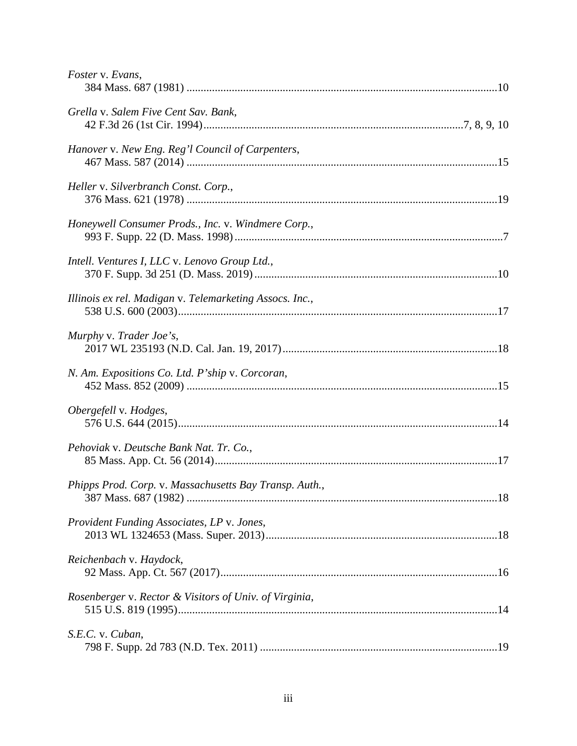*Foster* v. *Evans*,
384 Mass. 687 (1981) ..............................................................................................................10

*Grella* v. *Salem Five Cent Sav. Bank*,
42 F.3d 26 (1st Cir. 1994)...........................................................................................7, 8, 9, 10

*Hanover* v. *New Eng. Reg'l Council of Carpenters*,
467 Mass. 587 (2014) ..............................................................................................................15

*Heller* v. *Silverbranch Const. Corp.*,
376 Mass. 621 (1978) ..............................................................................................................19

*Honeywell Consumer Prods., Inc.* v. *Windmere Corp.*,
993 F. Supp. 22 (D. Mass. 1998)..............................................................................................7

*Intell. Ventures I, LLC* v. *Lenovo Group Ltd.*,
370 F. Supp. 3d 251 (D. Mass. 2019)......................................................................................10

*Illinois ex rel. Madigan* v. *Telemarketing Assocs. Inc.*,
538 U.S. 600 (2003).................................................................................................................17

*Murphy* v. *Trader Joe's*,
2017 WL 235193 (N.D. Cal. Jan. 19, 2017)............................................................................18

*N. Am. Expositions Co. Ltd. P'ship* v. *Corcoran*,
452 Mass. 852 (2009) ..............................................................................................................15

*Obergefell* v. *Hodges*,
576 U.S. 644 (2015).................................................................................................................14

*Pehoviak* v. *Deutsche Bank Nat. Tr. Co.*,
85 Mass. App. Ct. 56 (2014)....................................................................................................17

*Phipps Prod. Corp.* v. *Massachusetts Bay Transp. Auth.*,
387 Mass. 687 (1982) ..............................................................................................................18

*Provident Funding Associates, LP* v. *Jones*,
2013 WL 1324653 (Mass. Super. 2013)..................................................................................18

*Reichenbach* v. *Haydock*,
92 Mass. App. Ct. 567 (2017)..................................................................................................16

*Rosenberger* v. *Rector & Visitors of Univ. of Virginia*,
515 U.S. 819 (1995).................................................................................................................14

*S.E.C.* v. *Cuban*,
798 F. Supp. 2d 783 (N.D. Tex. 2011) ....................................................................................19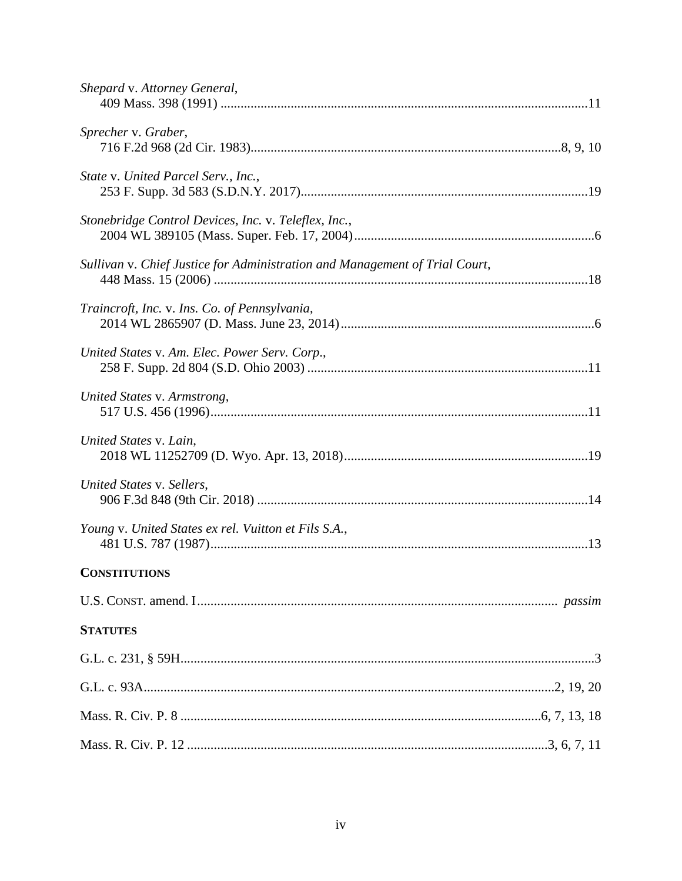*Shepard* v. *Attorney General*,
409 Mass. 398 (1991) ....................................................................................................11

*Sprecher* v. *Graber*,
716 F.2d 968 (2d Cir. 1983)..........................................................................................8, 9, 10

*State* v. *United Parcel Serv., Inc.*,
253 F. Supp. 3d 583 (S.D.N.Y. 2017)..................................................................................19

*Stonebridge Control Devices, Inc.* v. *Teleflex, Inc.*,
2004 WL 389105 (Mass. Super. Feb. 17, 2004)......................................................................6

*Sullivan* v. *Chief Justice for Administration and Management of Trial Court*,
448 Mass. 15 (2006) ..............................................................................................................18

*Traincroft, Inc.* v. *Ins. Co. of Pennsylvania*,
2014 WL 2865907 (D. Mass. June 23, 2014)..........................................................................6

*United States* v. *Am. Elec. Power Serv. Corp.*,
258 F. Supp. 2d 804 (S.D. Ohio 2003) ..................................................................................11

*United States* v. *Armstrong*,
517 U.S. 456 (1996)...............................................................................................................11

*United States* v. *Lain*,
2018 WL 11252709 (D. Wyo. Apr. 13, 2018).......................................................................19

*United States* v. *Sellers*,
906 F.3d 848 (9th Cir. 2018) .................................................................................................14

*Young* v. *United States ex rel. Vuitton et Fils S.A.*,
481 U.S. 787 (1987)...............................................................................................................13

**CONSTITUTIONS**

U.S. CONST. amend. I......................................................................................................... *passim*

**STATUTES**

G.L. c. 231, § 59H.......................................................................................................................3

G.L. c. 93A.....................................................................................................................2, 19, 20

Mass. R. Civ. P. 8 .......................................................................................................6, 7, 13, 18

Mass. R. Civ. P. 12 .....................................................................................................3, 6, 7, 11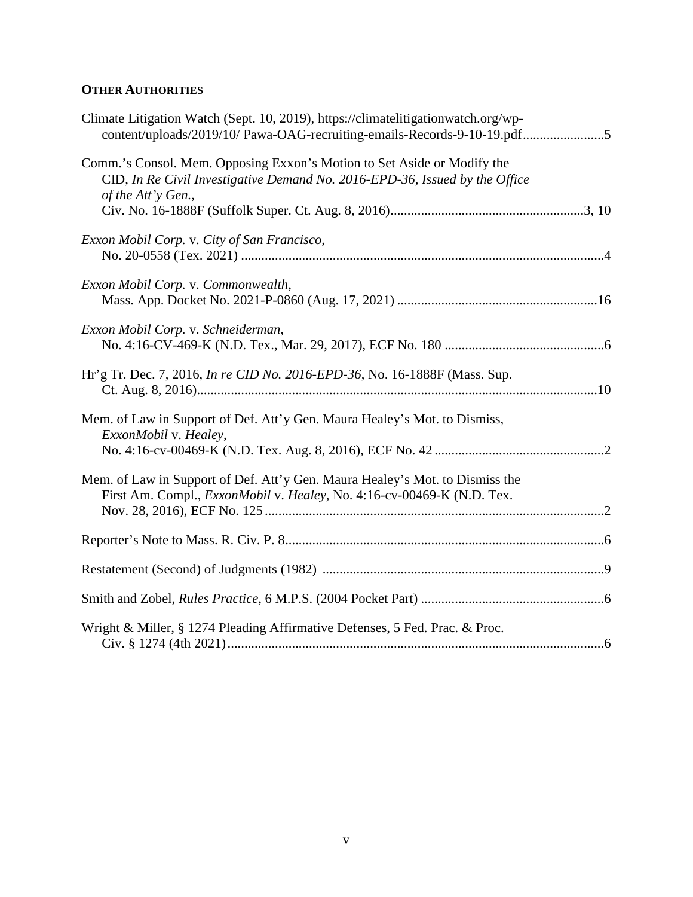**OTHER AUTHORITIES**

Climate Litigation Watch (Sept. 10, 2019), https://climatelitigationwatch.org/wp-content/uploads/2019/10/ Pawa-OAG-recruiting-emails-Records-9-10-19.pdf........................5

Comm.'s Consol. Mem. Opposing Exxon's Motion to Set Aside or Modify the CID, *In Re Civil Investigative Demand No. 2016-EPD-36, Issued by the Office of the Att'y Gen.*, Civ. No. 16-1888F (Suffolk Super. Ct. Aug. 8, 2016).........................................................3, 10

*Exxon Mobil Corp.* v. *City of San Francisco*, No. 20-0558 (Tex. 2021) ..........................................................................................................4

*Exxon Mobil Corp.* v. *Commonwealth*, Mass. App. Docket No. 2021-P-0860 (Aug. 17, 2021) ...........................................................16

*Exxon Mobil Corp.* v. *Schneiderman*, No. 4:16-CV-469-K (N.D. Tex., Mar. 29, 2017), ECF No. 180 ...............................................6

Hr'g Tr. Dec. 7, 2016, *In re CID No. 2016-EPD-36*, No. 16-1888F (Mass. Sup. Ct. Aug. 8, 2016)......................................................................................................................10

Mem. of Law in Support of Def. Att'y Gen. Maura Healey's Mot. to Dismiss, *ExxonMobil* v. *Healey*, No. 4:16-cv-00469-K (N.D. Tex. Aug. 8, 2016), ECF No. 42 .................................................2

Mem. of Law in Support of Def. Att'y Gen. Maura Healey's Mot. to Dismiss the First Am. Compl., *ExxonMobil* v. *Healey*, No. 4:16-cv-00469-K (N.D. Tex. Nov. 28, 2016), ECF No. 125....................................................................................................2

Reporter's Note to Mass. R. Civ. P. 8..............................................................................................6

Restatement (Second) of Judgments (1982) ...................................................................................9

Smith and Zobel, *Rules Practice*, 6 M.P.S. (2004 Pocket Part) ......................................................6

Wright & Miller, § 1274 Pleading Affirmative Defenses, 5 Fed. Prac. & Proc. Civ. § 1274 (4th 2021)...............................................................................................................6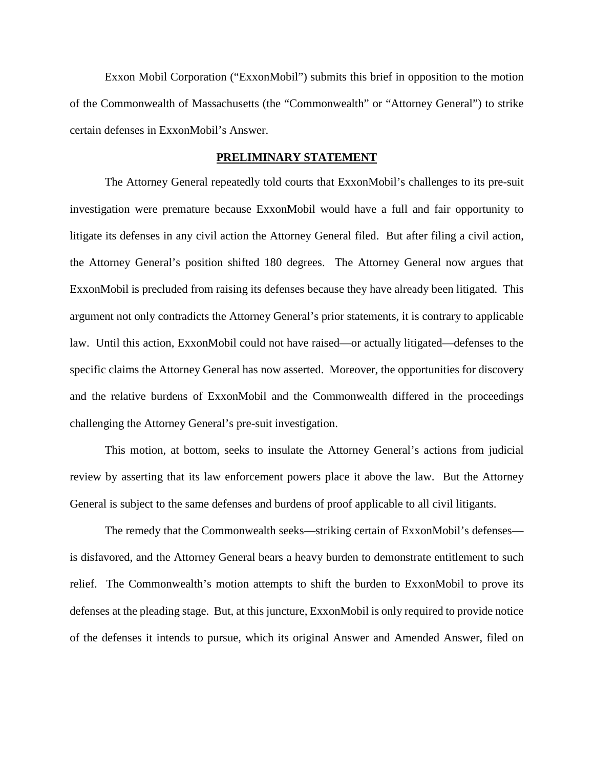Exxon Mobil Corporation ("ExxonMobil") submits this brief in opposition to the motion of the Commonwealth of Massachusetts (the "Commonwealth" or "Attorney General") to strike certain defenses in ExxonMobil's Answer.

## PRELIMINARY STATEMENT

The Attorney General repeatedly told courts that ExxonMobil's challenges to its pre-suit investigation were premature because ExxonMobil would have a full and fair opportunity to litigate its defenses in any civil action the Attorney General filed. But after filing a civil action, the Attorney General's position shifted 180 degrees. The Attorney General now argues that ExxonMobil is precluded from raising its defenses because they have already been litigated. This argument not only contradicts the Attorney General's prior statements, it is contrary to applicable law. Until this action, ExxonMobil could not have raised—or actually litigated—defenses to the specific claims the Attorney General has now asserted. Moreover, the opportunities for discovery and the relative burdens of ExxonMobil and the Commonwealth differed in the proceedings challenging the Attorney General's pre-suit investigation.

This motion, at bottom, seeks to insulate the Attorney General's actions from judicial review by asserting that its law enforcement powers place it above the law. But the Attorney General is subject to the same defenses and burdens of proof applicable to all civil litigants.

The remedy that the Commonwealth seeks—striking certain of ExxonMobil's defenses—is disfavored, and the Attorney General bears a heavy burden to demonstrate entitlement to such relief. The Commonwealth's motion attempts to shift the burden to ExxonMobil to prove its defenses at the pleading stage. But, at this juncture, ExxonMobil is only required to provide notice of the defenses it intends to pursue, which its original Answer and Amended Answer, filed on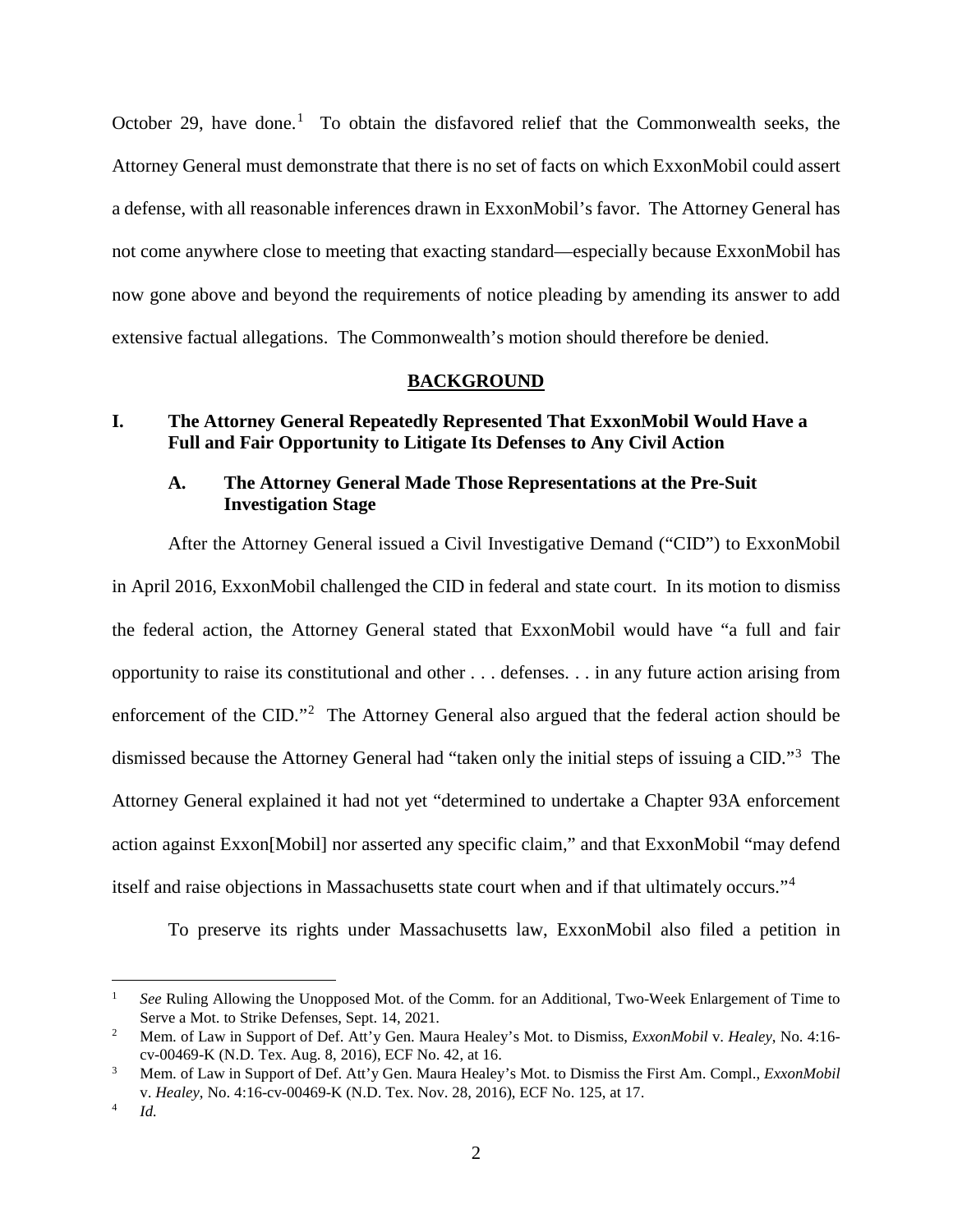October 29, have done.[1] To obtain the disfavored relief that the Commonwealth seeks, the Attorney General must demonstrate that there is no set of facts on which ExxonMobil could assert a defense, with all reasonable inferences drawn in ExxonMobil's favor. The Attorney General has not come anywhere close to meeting that exacting standard—especially because ExxonMobil has now gone above and beyond the requirements of notice pleading by amending its answer to add extensive factual allegations. The Commonwealth's motion should therefore be denied.

## BACKGROUND

### I. The Attorney General Repeatedly Represented That ExxonMobil Would Have a Full and Fair Opportunity to Litigate Its Defenses to Any Civil Action

#### A. The Attorney General Made Those Representations at the Pre-Suit Investigation Stage

After the Attorney General issued a Civil Investigative Demand ("CID") to ExxonMobil in April 2016, ExxonMobil challenged the CID in federal and state court. In its motion to dismiss the federal action, the Attorney General stated that ExxonMobil would have "a full and fair opportunity to raise its constitutional and other . . . defenses. . . in any future action arising from enforcement of the CID."[2] The Attorney General also argued that the federal action should be dismissed because the Attorney General had "taken only the initial steps of issuing a CID."[3] The Attorney General explained it had not yet "determined to undertake a Chapter 93A enforcement action against Exxon[Mobil] nor asserted any specific claim," and that ExxonMobil "may defend itself and raise objections in Massachusetts state court when and if that ultimately occurs."[4]

To preserve its rights under Massachusetts law, ExxonMobil also filed a petition in

---

[1] *See* Ruling Allowing the Unopposed Mot. of the Comm. for an Additional, Two-Week Enlargement of Time to Serve a Mot. to Strike Defenses, Sept. 14, 2021.

[2] Mem. of Law in Support of Def. Att'y Gen. Maura Healey's Mot. to Dismiss, *ExxonMobil* v. *Healey*, No. 4:16-cv-00469-K (N.D. Tex. Aug. 8, 2016), ECF No. 42, at 16.

[3] Mem. of Law in Support of Def. Att'y Gen. Maura Healey's Mot. to Dismiss the First Am. Compl., *ExxonMobil* v. *Healey*, No. 4:16-cv-00469-K (N.D. Tex. Nov. 28, 2016), ECF No. 125, at 17.

[4] *Id.*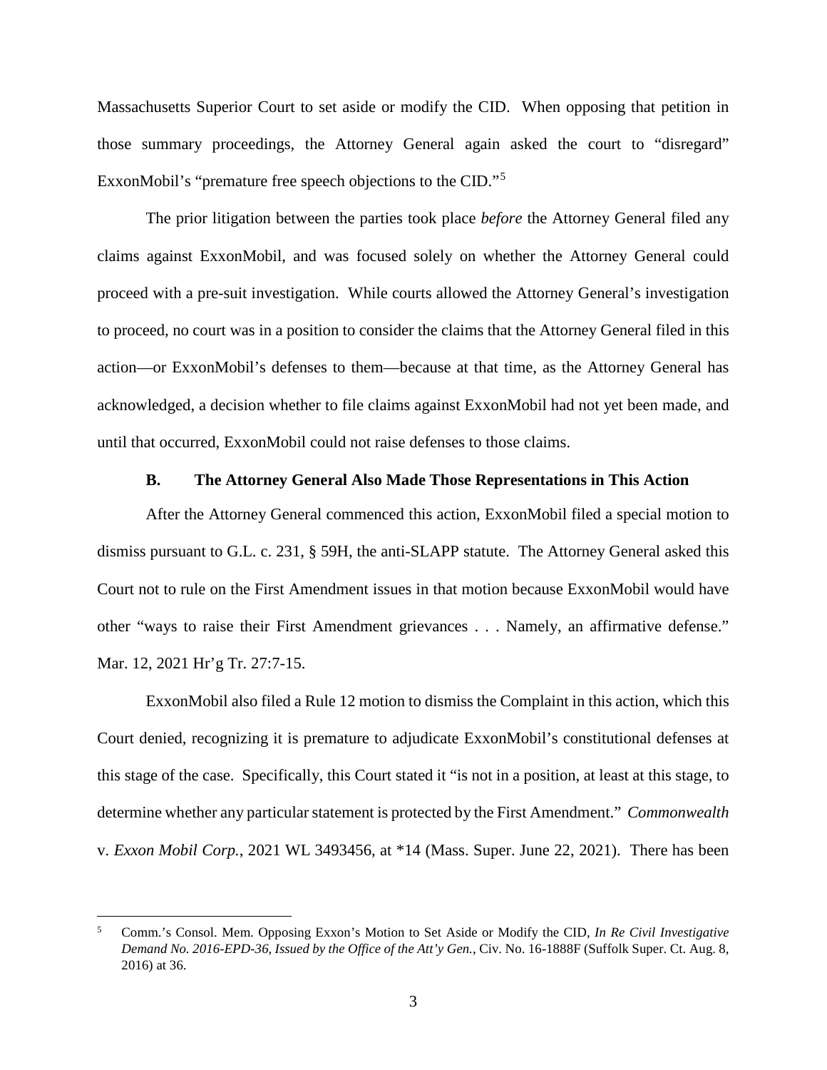Massachusetts Superior Court to set aside or modify the CID. When opposing that petition in those summary proceedings, the Attorney General again asked the court to "disregard" ExxonMobil's "premature free speech objections to the CID."[5]

The prior litigation between the parties took place *before* the Attorney General filed any claims against ExxonMobil, and was focused solely on whether the Attorney General could proceed with a pre-suit investigation. While courts allowed the Attorney General's investigation to proceed, no court was in a position to consider the claims that the Attorney General filed in this action—or ExxonMobil's defenses to them—because at that time, as the Attorney General has acknowledged, a decision whether to file claims against ExxonMobil had not yet been made, and until that occurred, ExxonMobil could not raise defenses to those claims.

### B. The Attorney General Also Made Those Representations in This Action

After the Attorney General commenced this action, ExxonMobil filed a special motion to dismiss pursuant to G.L. c. 231, § 59H, the anti-SLAPP statute. The Attorney General asked this Court not to rule on the First Amendment issues in that motion because ExxonMobil would have other "ways to raise their First Amendment grievances . . . Namely, an affirmative defense." Mar. 12, 2021 Hr'g Tr. 27:7-15.

ExxonMobil also filed a Rule 12 motion to dismiss the Complaint in this action, which this Court denied, recognizing it is premature to adjudicate ExxonMobil's constitutional defenses at this stage of the case. Specifically, this Court stated it "is not in a position, at least at this stage, to determine whether any particular statement is protected by the First Amendment." *Commonwealth* v. *Exxon Mobil Corp.*, 2021 WL 3493456, at *14 (Mass. Super. June 22, 2021). There has been

---

[5] Comm.'s Consol. Mem. Opposing Exxon's Motion to Set Aside or Modify the CID, *In Re Civil Investigative Demand No. 2016-EPD-36, Issued by the Office of the Att'y Gen.*, Civ. No. 16-1888F (Suffolk Super. Ct. Aug. 8, 2016) at 36.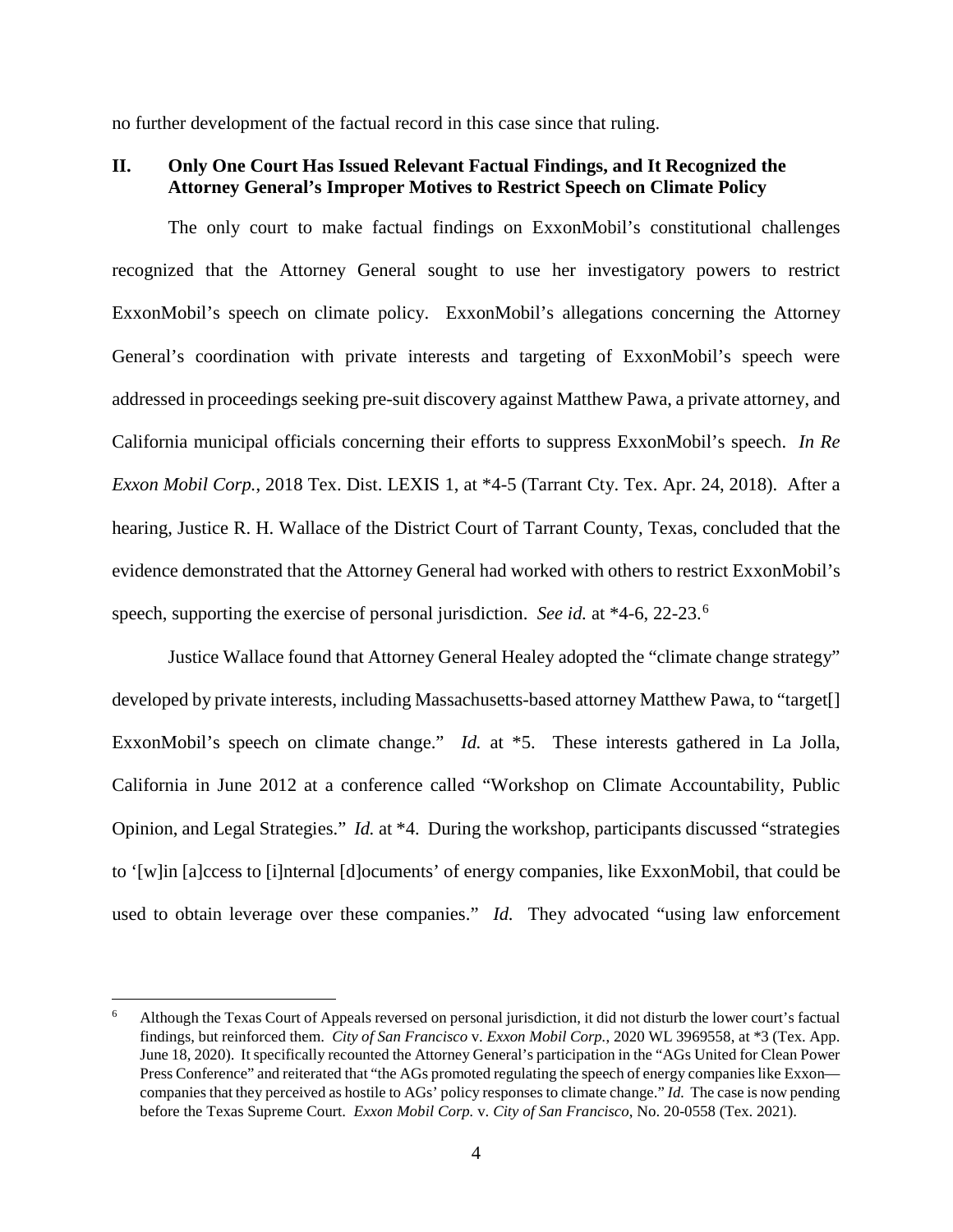no further development of the factual record in this case since that ruling.

## II. Only One Court Has Issued Relevant Factual Findings, and It Recognized the Attorney General's Improper Motives to Restrict Speech on Climate Policy

The only court to make factual findings on ExxonMobil's constitutional challenges recognized that the Attorney General sought to use her investigatory powers to restrict ExxonMobil's speech on climate policy. ExxonMobil's allegations concerning the Attorney General's coordination with private interests and targeting of ExxonMobil's speech were addressed in proceedings seeking pre-suit discovery against Matthew Pawa, a private attorney, and California municipal officials concerning their efforts to suppress ExxonMobil's speech. *In Re Exxon Mobil Corp.*, 2018 Tex. Dist. LEXIS 1, at *4-5 (Tarrant Cty. Tex. Apr. 24, 2018). After a hearing, Justice R. H. Wallace of the District Court of Tarrant County, Texas, concluded that the evidence demonstrated that the Attorney General had worked with others to restrict ExxonMobil's speech, supporting the exercise of personal jurisdiction. *See id.* at *4-6, 22-23.[6]

Justice Wallace found that Attorney General Healey adopted the "climate change strategy" developed by private interests, including Massachusetts-based attorney Matthew Pawa, to "target[] ExxonMobil's speech on climate change." *Id.* at *5. These interests gathered in La Jolla, California in June 2012 at a conference called "Workshop on Climate Accountability, Public Opinion, and Legal Strategies." *Id.* at *4. During the workshop, participants discussed "strategies to '[w]in [a]ccess to [i]nternal [d]ocuments' of energy companies, like ExxonMobil, that could be used to obtain leverage over these companies." *Id.* They advocated "using law enforcement

---

[6] Although the Texas Court of Appeals reversed on personal jurisdiction, it did not disturb the lower court's factual findings, but reinforced them. *City of San Francisco* v. *Exxon Mobil Corp.*, 2020 WL 3969558, at *3 (Tex. App. June 18, 2020). It specifically recounted the Attorney General's participation in the "AGs United for Clean Power Press Conference" and reiterated that "the AGs promoted regulating the speech of energy companies like Exxon—companies that they perceived as hostile to AGs' policy responses to climate change." *Id.* The case is now pending before the Texas Supreme Court. *Exxon Mobil Corp.* v. *City of San Francisco*, No. 20-0558 (Tex. 2021).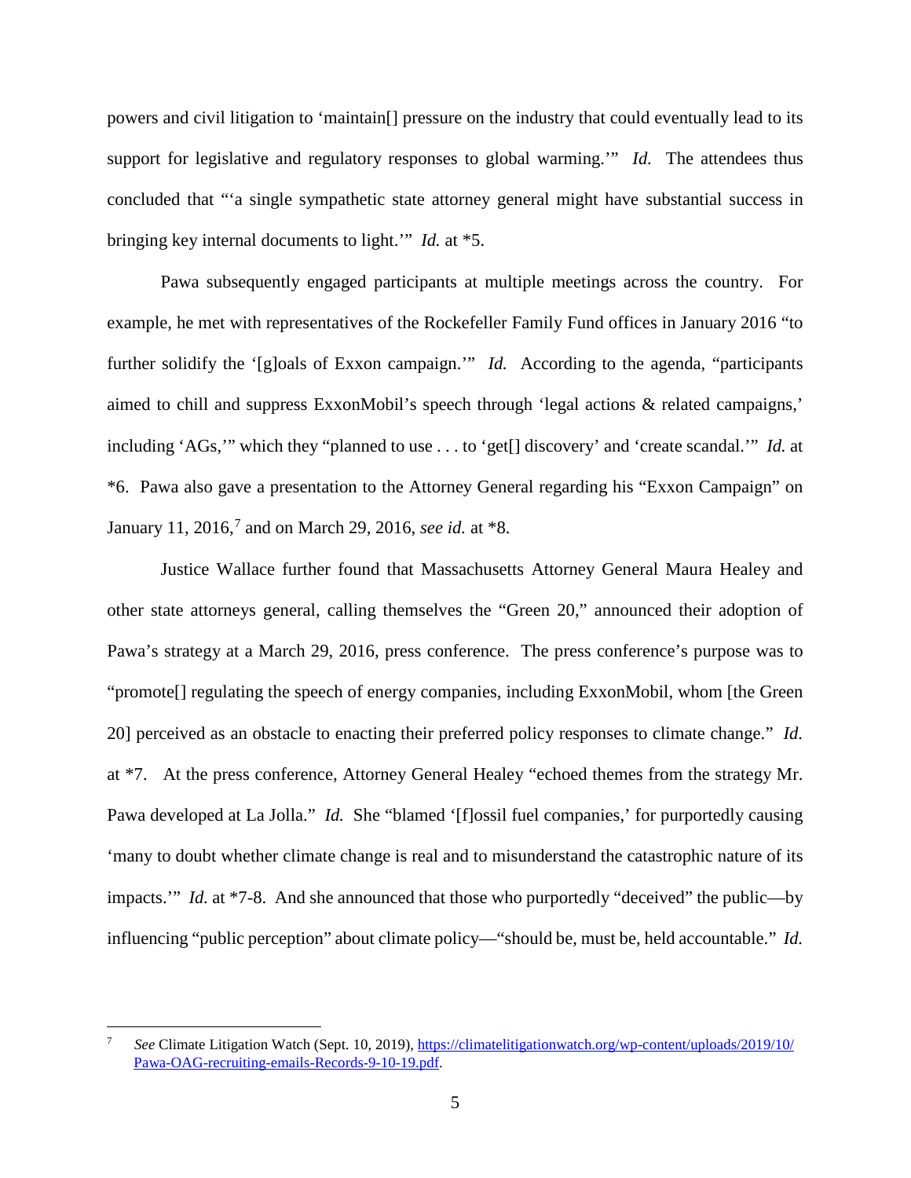powers and civil litigation to 'maintain[] pressure on the industry that could eventually lead to its support for legislative and regulatory responses to global warming.'" *Id.* The attendees thus concluded that "'a single sympathetic state attorney general might have substantial success in bringing key internal documents to light.'" *Id.* at *5.

Pawa subsequently engaged participants at multiple meetings across the country. For example, he met with representatives of the Rockefeller Family Fund offices in January 2016 "to further solidify the '[g]oals of Exxon campaign.'" *Id.* According to the agenda, "participants aimed to chill and suppress ExxonMobil's speech through 'legal actions & related campaigns,' including 'AGs,'" which they "planned to use . . . to 'get[] discovery' and 'create scandal.'" *Id.* at *6. Pawa also gave a presentation to the Attorney General regarding his "Exxon Campaign" on January 11, 2016,[7] and on March 29, 2016, *see id.* at *8.

Justice Wallace further found that Massachusetts Attorney General Maura Healey and other state attorneys general, calling themselves the "Green 20," announced their adoption of Pawa's strategy at a March 29, 2016, press conference. The press conference's purpose was to "promote[] regulating the speech of energy companies, including ExxonMobil, whom [the Green 20] perceived as an obstacle to enacting their preferred policy responses to climate change." *Id.* at *7. At the press conference, Attorney General Healey "echoed themes from the strategy Mr. Pawa developed at La Jolla." *Id.* She "blamed '[f]ossil fuel companies,' for purportedly causing 'many to doubt whether climate change is real and to misunderstand the catastrophic nature of its impacts.'" *Id.* at *7-8. And she announced that those who purportedly "deceived" the public—by influencing "public perception" about climate policy—"should be, must be, held accountable." *Id.*

---

[7] *See* Climate Litigation Watch (Sept. 10, 2019), https://climatelitigationwatch.org/wp-content/uploads/2019/10/Pawa-OAG-recruiting-emails-Records-9-10-19.pdf.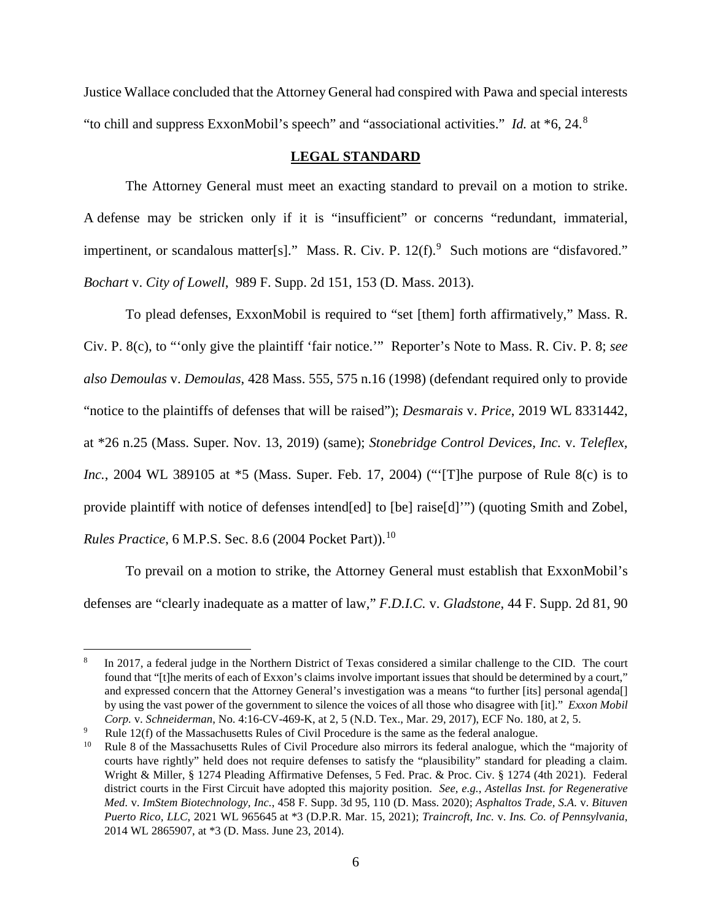Justice Wallace concluded that the Attorney General had conspired with Pawa and special interests "to chill and suppress ExxonMobil's speech" and "associational activities." *Id.* at *6, 24.[8]

## LEGAL STANDARD

The Attorney General must meet an exacting standard to prevail on a motion to strike. A defense may be stricken only if it is "insufficient" or concerns "redundant, immaterial, impertinent, or scandalous matter[s]." Mass. R. Civ. P. 12(f).[9] Such motions are "disfavored." *Bochart* v. *City of Lowell*, 989 F. Supp. 2d 151, 153 (D. Mass. 2013).

To plead defenses, ExxonMobil is required to "set [them] forth affirmatively," Mass. R. Civ. P. 8(c), to "'only give the plaintiff 'fair notice.'" Reporter's Note to Mass. R. Civ. P. 8; *see also Demoulas* v. *Demoulas*, 428 Mass. 555, 575 n.16 (1998) (defendant required only to provide "notice to the plaintiffs of defenses that will be raised"); *Desmarais* v. *Price*, 2019 WL 8331442, at *26 n.25 (Mass. Super. Nov. 13, 2019) (same); *Stonebridge Control Devices, Inc.* v. *Teleflex, Inc.*, 2004 WL 389105 at *5 (Mass. Super. Feb. 17, 2004) ("'[T]he purpose of Rule 8(c) is to provide plaintiff with notice of defenses intend[ed] to [be] raise[d]'") (quoting Smith and Zobel, *Rules Practice*, 6 M.P.S. Sec. 8.6 (2004 Pocket Part)).[10]

To prevail on a motion to strike, the Attorney General must establish that ExxonMobil's defenses are "clearly inadequate as a matter of law," *F.D.I.C.* v. *Gladstone*, 44 F. Supp. 2d 81, 90

---

[8] In 2017, a federal judge in the Northern District of Texas considered a similar challenge to the CID. The court found that "[t]he merits of each of Exxon's claims involve important issues that should be determined by a court," and expressed concern that the Attorney General's investigation was a means "to further [its] personal agenda[] by using the vast power of the government to silence the voices of all those who disagree with [it]." *Exxon Mobil Corp.* v. *Schneiderman*, No. 4:16-CV-469-K, at 2, 5 (N.D. Tex., Mar. 29, 2017), ECF No. 180, at 2, 5.

[9] Rule 12(f) of the Massachusetts Rules of Civil Procedure is the same as the federal analogue.

[10] Rule 8 of the Massachusetts Rules of Civil Procedure also mirrors its federal analogue, which the "majority of courts have rightly" held does not require defenses to satisfy the "plausibility" standard for pleading a claim. Wright & Miller, § 1274 Pleading Affirmative Defenses, 5 Fed. Prac. & Proc. Civ. § 1274 (4th 2021). Federal district courts in the First Circuit have adopted this majority position. *See, e.g., Astellas Inst. for Regenerative Med.* v. *ImStem Biotechnology, Inc.*, 458 F. Supp. 3d 95, 110 (D. Mass. 2020); *Asphaltos Trade, S.A.* v. *Bituven Puerto Rico, LLC*, 2021 WL 965645 at *3 (D.P.R. Mar. 15, 2021); *Traincroft, Inc.* v. *Ins. Co. of Pennsylvania*, 2014 WL 2865907, at *3 (D. Mass. June 23, 2014).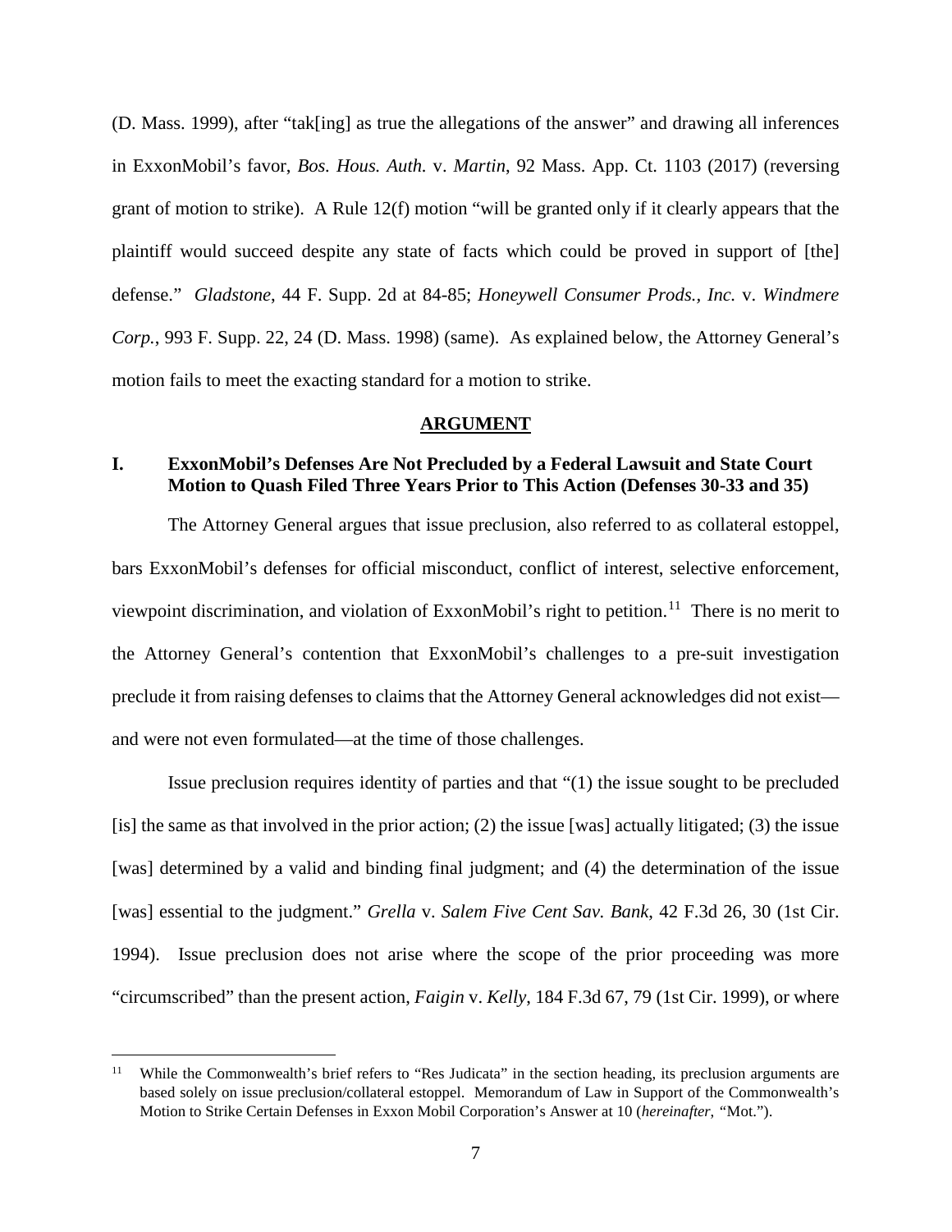(D. Mass. 1999), after "tak[ing] as true the allegations of the answer" and drawing all inferences in ExxonMobil's favor, *Bos. Hous. Auth.* v. *Martin*, 92 Mass. App. Ct. 1103 (2017) (reversing grant of motion to strike). A Rule 12(f) motion "will be granted only if it clearly appears that the plaintiff would succeed despite any state of facts which could be proved in support of [the] defense." *Gladstone*, 44 F. Supp. 2d at 84-85; *Honeywell Consumer Prods., Inc.* v. *Windmere Corp.*, 993 F. Supp. 22, 24 (D. Mass. 1998) (same). As explained below, the Attorney General's motion fails to meet the exacting standard for a motion to strike.

## ARGUMENT

### I. ExxonMobil's Defenses Are Not Precluded by a Federal Lawsuit and State Court Motion to Quash Filed Three Years Prior to This Action (Defenses 30-33 and 35)

The Attorney General argues that issue preclusion, also referred to as collateral estoppel, bars ExxonMobil's defenses for official misconduct, conflict of interest, selective enforcement, viewpoint discrimination, and violation of ExxonMobil's right to petition.[11] There is no merit to the Attorney General's contention that ExxonMobil's challenges to a pre-suit investigation preclude it from raising defenses to claims that the Attorney General acknowledges did not exist—and were not even formulated—at the time of those challenges.

Issue preclusion requires identity of parties and that "(1) the issue sought to be precluded [is] the same as that involved in the prior action; (2) the issue [was] actually litigated; (3) the issue [was] determined by a valid and binding final judgment; and (4) the determination of the issue [was] essential to the judgment." *Grella* v. *Salem Five Cent Sav. Bank*, 42 F.3d 26, 30 (1st Cir. 1994). Issue preclusion does not arise where the scope of the prior proceeding was more "circumscribed" than the present action, *Faigin* v. *Kelly*, 184 F.3d 67, 79 (1st Cir. 1999), or where

[11] While the Commonwealth's brief refers to "Res Judicata" in the section heading, its preclusion arguments are based solely on issue preclusion/collateral estoppel. Memorandum of Law in Support of the Commonwealth's Motion to Strike Certain Defenses in Exxon Mobil Corporation's Answer at 10 (*hereinafter*, "Mot.").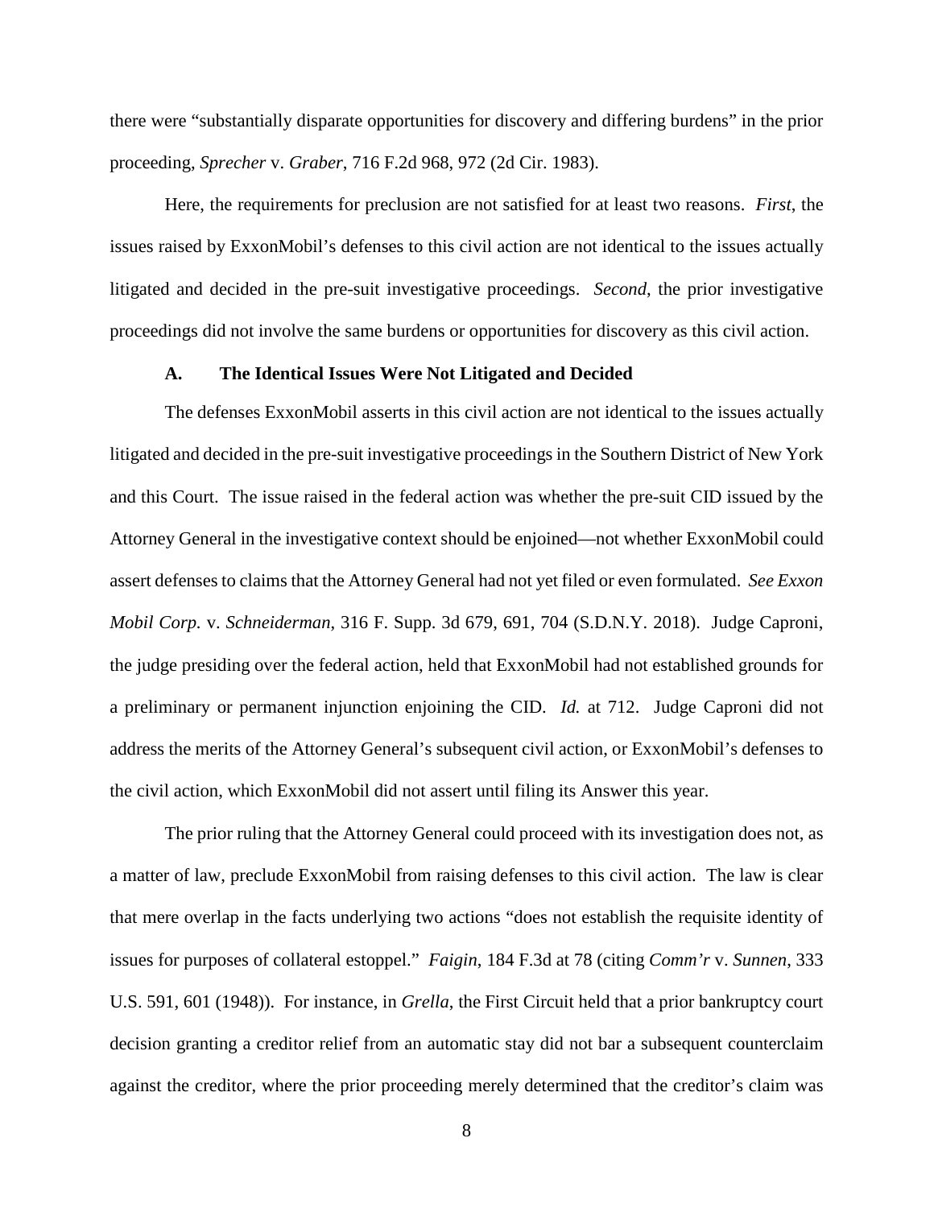there were "substantially disparate opportunities for discovery and differing burdens" in the prior proceeding, *Sprecher* v. *Graber*, 716 F.2d 968, 972 (2d Cir. 1983).

Here, the requirements for preclusion are not satisfied for at least two reasons. *First*, the issues raised by ExxonMobil's defenses to this civil action are not identical to the issues actually litigated and decided in the pre-suit investigative proceedings. *Second*, the prior investigative proceedings did not involve the same burdens or opportunities for discovery as this civil action.

### A. The Identical Issues Were Not Litigated and Decided

The defenses ExxonMobil asserts in this civil action are not identical to the issues actually litigated and decided in the pre-suit investigative proceedings in the Southern District of New York and this Court. The issue raised in the federal action was whether the pre-suit CID issued by the Attorney General in the investigative context should be enjoined—not whether ExxonMobil could assert defenses to claims that the Attorney General had not yet filed or even formulated. *See Exxon Mobil Corp.* v. *Schneiderman*, 316 F. Supp. 3d 679, 691, 704 (S.D.N.Y. 2018). Judge Caproni, the judge presiding over the federal action, held that ExxonMobil had not established grounds for a preliminary or permanent injunction enjoining the CID. *Id.* at 712. Judge Caproni did not address the merits of the Attorney General's subsequent civil action, or ExxonMobil's defenses to the civil action, which ExxonMobil did not assert until filing its Answer this year.

The prior ruling that the Attorney General could proceed with its investigation does not, as a matter of law, preclude ExxonMobil from raising defenses to this civil action. The law is clear that mere overlap in the facts underlying two actions "does not establish the requisite identity of issues for purposes of collateral estoppel." *Faigin*, 184 F.3d at 78 (citing *Comm'r* v. *Sunnen*, 333 U.S. 591, 601 (1948)). For instance, in *Grella*, the First Circuit held that a prior bankruptcy court decision granting a creditor relief from an automatic stay did not bar a subsequent counterclaim against the creditor, where the prior proceeding merely determined that the creditor's claim was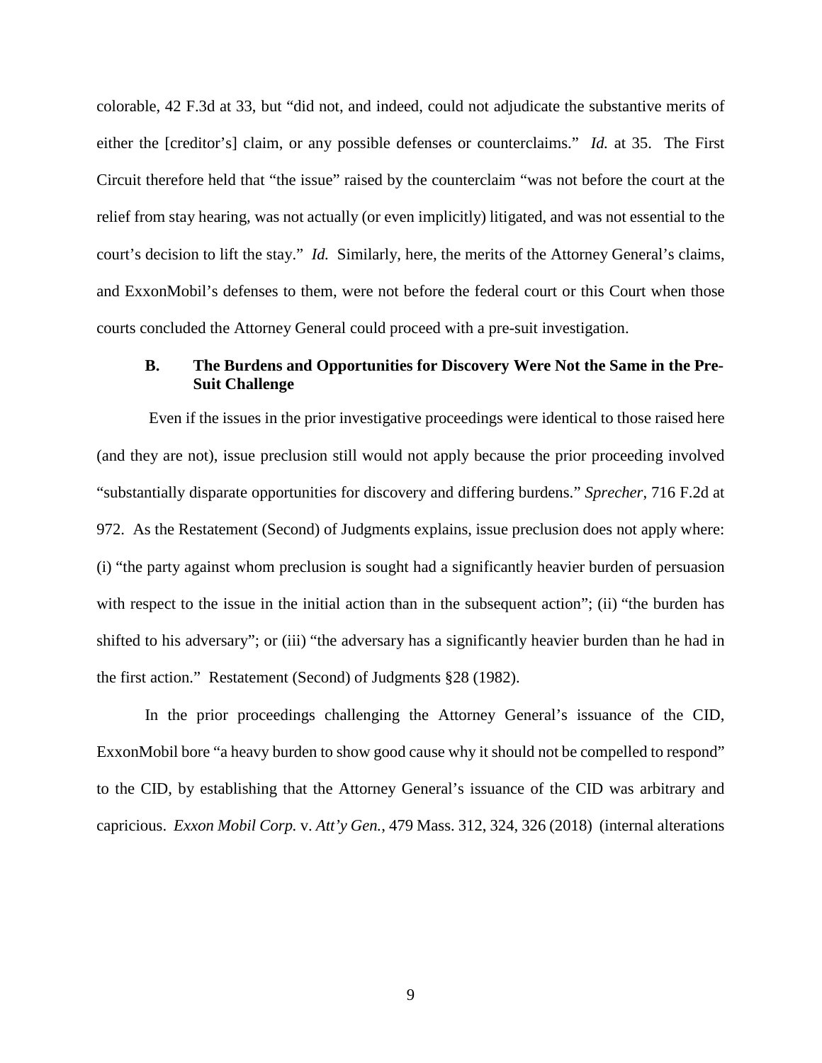colorable, 42 F.3d at 33, but "did not, and indeed, could not adjudicate the substantive merits of either the [creditor's] claim, or any possible defenses or counterclaims." *Id.* at 35. The First Circuit therefore held that "the issue" raised by the counterclaim "was not before the court at the relief from stay hearing, was not actually (or even implicitly) litigated, and was not essential to the court's decision to lift the stay." *Id.* Similarly, here, the merits of the Attorney General's claims, and ExxonMobil's defenses to them, were not before the federal court or this Court when those courts concluded the Attorney General could proceed with a pre-suit investigation.

### B. The Burdens and Opportunities for Discovery Were Not the Same in the Pre-Suit Challenge

Even if the issues in the prior investigative proceedings were identical to those raised here (and they are not), issue preclusion still would not apply because the prior proceeding involved "substantially disparate opportunities for discovery and differing burdens." *Sprecher*, 716 F.2d at 972. As the Restatement (Second) of Judgments explains, issue preclusion does not apply where: (i) "the party against whom preclusion is sought had a significantly heavier burden of persuasion with respect to the issue in the initial action than in the subsequent action"; (ii) "the burden has shifted to his adversary"; or (iii) "the adversary has a significantly heavier burden than he had in the first action." Restatement (Second) of Judgments §28 (1982).

In the prior proceedings challenging the Attorney General's issuance of the CID, ExxonMobil bore "a heavy burden to show good cause why it should not be compelled to respond" to the CID, by establishing that the Attorney General's issuance of the CID was arbitrary and capricious. *Exxon Mobil Corp.* v. *Att'y Gen.*, 479 Mass. 312, 324, 326 (2018) (internal alterations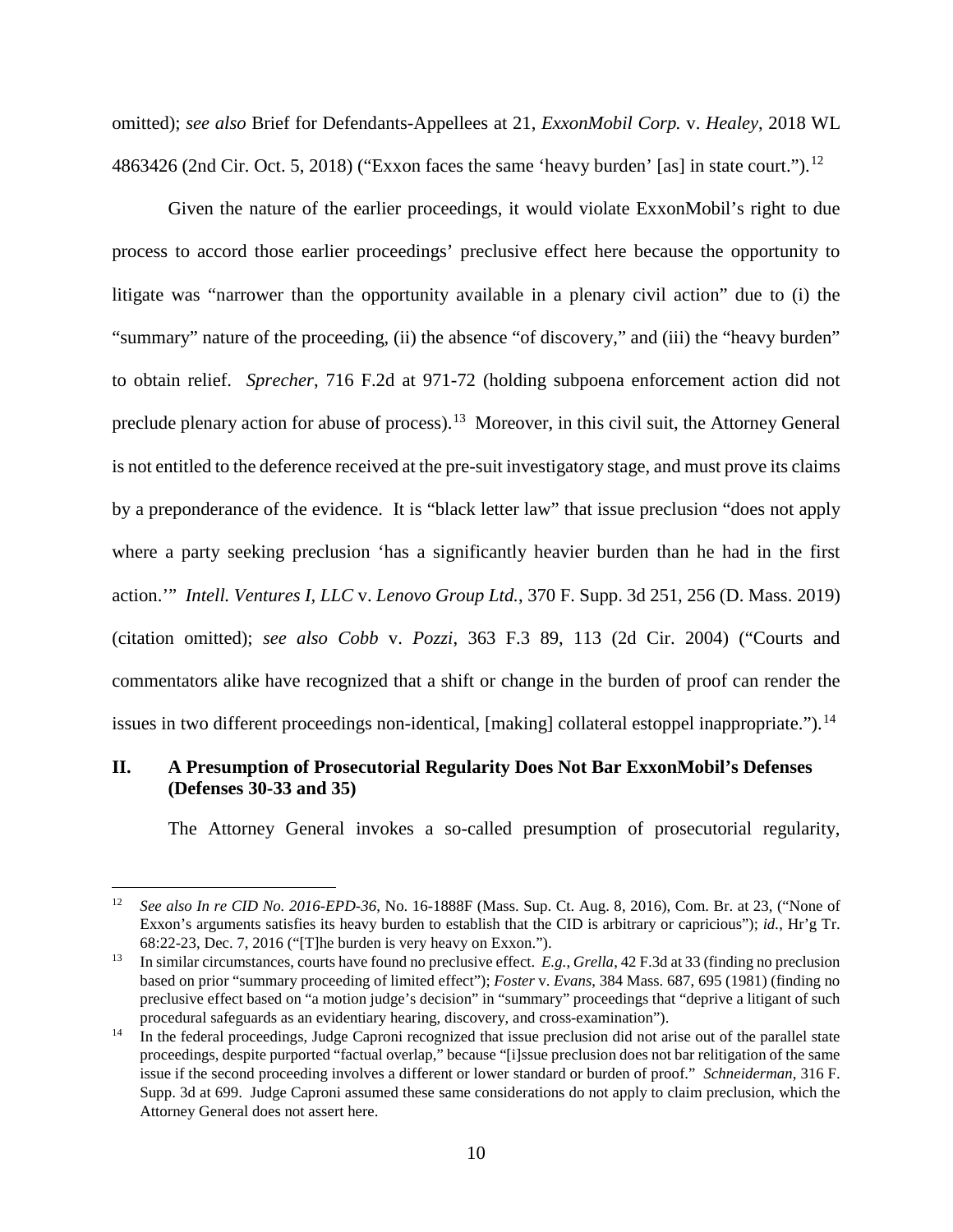omitted); *see also* Brief for Defendants-Appellees at 21, *ExxonMobil Corp.* v. *Healey*, 2018 WL 4863426 (2nd Cir. Oct. 5, 2018) ("Exxon faces the same 'heavy burden' [as] in state court.").[12]

Given the nature of the earlier proceedings, it would violate ExxonMobil's right to due process to accord those earlier proceedings' preclusive effect here because the opportunity to litigate was "narrower than the opportunity available in a plenary civil action" due to (i) the "summary" nature of the proceeding, (ii) the absence "of discovery," and (iii) the "heavy burden" to obtain relief. *Sprecher*, 716 F.2d at 971-72 (holding subpoena enforcement action did not preclude plenary action for abuse of process).[13] Moreover, in this civil suit, the Attorney General is not entitled to the deference received at the pre-suit investigatory stage, and must prove its claims by a preponderance of the evidence. It is "black letter law" that issue preclusion "does not apply where a party seeking preclusion 'has a significantly heavier burden than he had in the first action.'" *Intell. Ventures I, LLC* v. *Lenovo Group Ltd.*, 370 F. Supp. 3d 251, 256 (D. Mass. 2019) (citation omitted); *see also Cobb* v. *Pozzi*, 363 F.3 89, 113 (2d Cir. 2004) ("Courts and commentators alike have recognized that a shift or change in the burden of proof can render the issues in two different proceedings non-identical, [making] collateral estoppel inappropriate.").[14]

## II. A Presumption of Prosecutorial Regularity Does Not Bar ExxonMobil's Defenses (Defenses 30-33 and 35)

The Attorney General invokes a so-called presumption of prosecutorial regularity,

---

[12] *See also In re CID No. 2016-EPD-36*, No. 16-1888F (Mass. Sup. Ct. Aug. 8, 2016), Com. Br. at 23, ("None of Exxon's arguments satisfies its heavy burden to establish that the CID is arbitrary or capricious"); *id.*, Hr'g Tr. 68:22-23, Dec. 7, 2016 ("[T]he burden is very heavy on Exxon.").

[13] In similar circumstances, courts have found no preclusive effect. *E.g.*, *Grella*, 42 F.3d at 33 (finding no preclusion based on prior "summary proceeding of limited effect"); *Foster* v. *Evans*, 384 Mass. 687, 695 (1981) (finding no preclusive effect based on "a motion judge's decision" in "summary" proceedings that "deprive a litigant of such procedural safeguards as an evidentiary hearing, discovery, and cross-examination").

[14] In the federal proceedings, Judge Caproni recognized that issue preclusion did not arise out of the parallel state proceedings, despite purported "factual overlap," because "[i]ssue preclusion does not bar relitigation of the same issue if the second proceeding involves a different or lower standard or burden of proof." *Schneiderman*, 316 F. Supp. 3d at 699. Judge Caproni assumed these same considerations do not apply to claim preclusion, which the Attorney General does not assert here.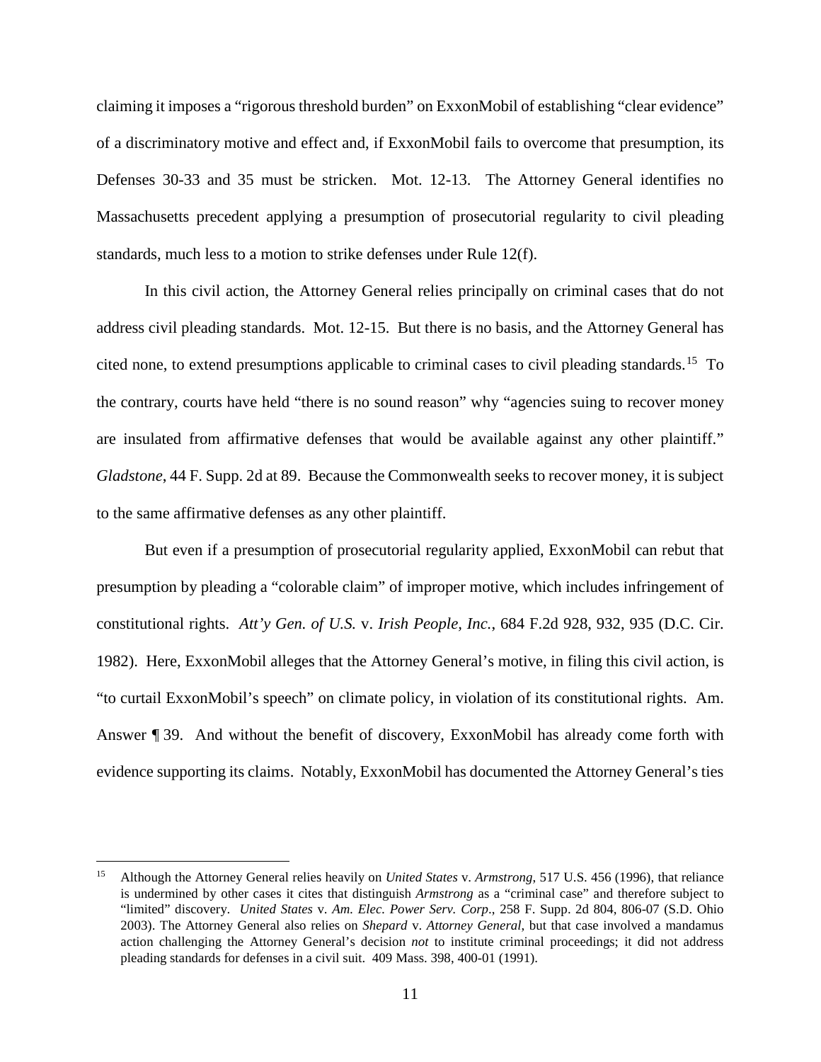claiming it imposes a "rigorous threshold burden" on ExxonMobil of establishing "clear evidence" of a discriminatory motive and effect and, if ExxonMobil fails to overcome that presumption, its Defenses 30-33 and 35 must be stricken. Mot. 12-13. The Attorney General identifies no Massachusetts precedent applying a presumption of prosecutorial regularity to civil pleading standards, much less to a motion to strike defenses under Rule 12(f).

In this civil action, the Attorney General relies principally on criminal cases that do not address civil pleading standards. Mot. 12-15. But there is no basis, and the Attorney General has cited none, to extend presumptions applicable to criminal cases to civil pleading standards.[15] To the contrary, courts have held "there is no sound reason" why "agencies suing to recover money are insulated from affirmative defenses that would be available against any other plaintiff." *Gladstone*, 44 F. Supp. 2d at 89. Because the Commonwealth seeks to recover money, it is subject to the same affirmative defenses as any other plaintiff.

But even if a presumption of prosecutorial regularity applied, ExxonMobil can rebut that presumption by pleading a "colorable claim" of improper motive, which includes infringement of constitutional rights. *Att'y Gen. of U.S.* v. *Irish People, Inc.*, 684 F.2d 928, 932, 935 (D.C. Cir. 1982). Here, ExxonMobil alleges that the Attorney General's motive, in filing this civil action, is "to curtail ExxonMobil's speech" on climate policy, in violation of its constitutional rights. Am. Answer ¶ 39. And without the benefit of discovery, ExxonMobil has already come forth with evidence supporting its claims. Notably, ExxonMobil has documented the Attorney General's ties

---

[15] Although the Attorney General relies heavily on *United States* v. *Armstrong*, 517 U.S. 456 (1996), that reliance is undermined by other cases it cites that distinguish *Armstrong* as a "criminal case" and therefore subject to "limited" discovery. *United States* v. *Am. Elec. Power Serv. Corp*., 258 F. Supp. 2d 804, 806-07 (S.D. Ohio 2003). The Attorney General also relies on *Shepard* v. *Attorney General*, but that case involved a mandamus action challenging the Attorney General's decision *not* to institute criminal proceedings; it did not address pleading standards for defenses in a civil suit. 409 Mass. 398, 400-01 (1991).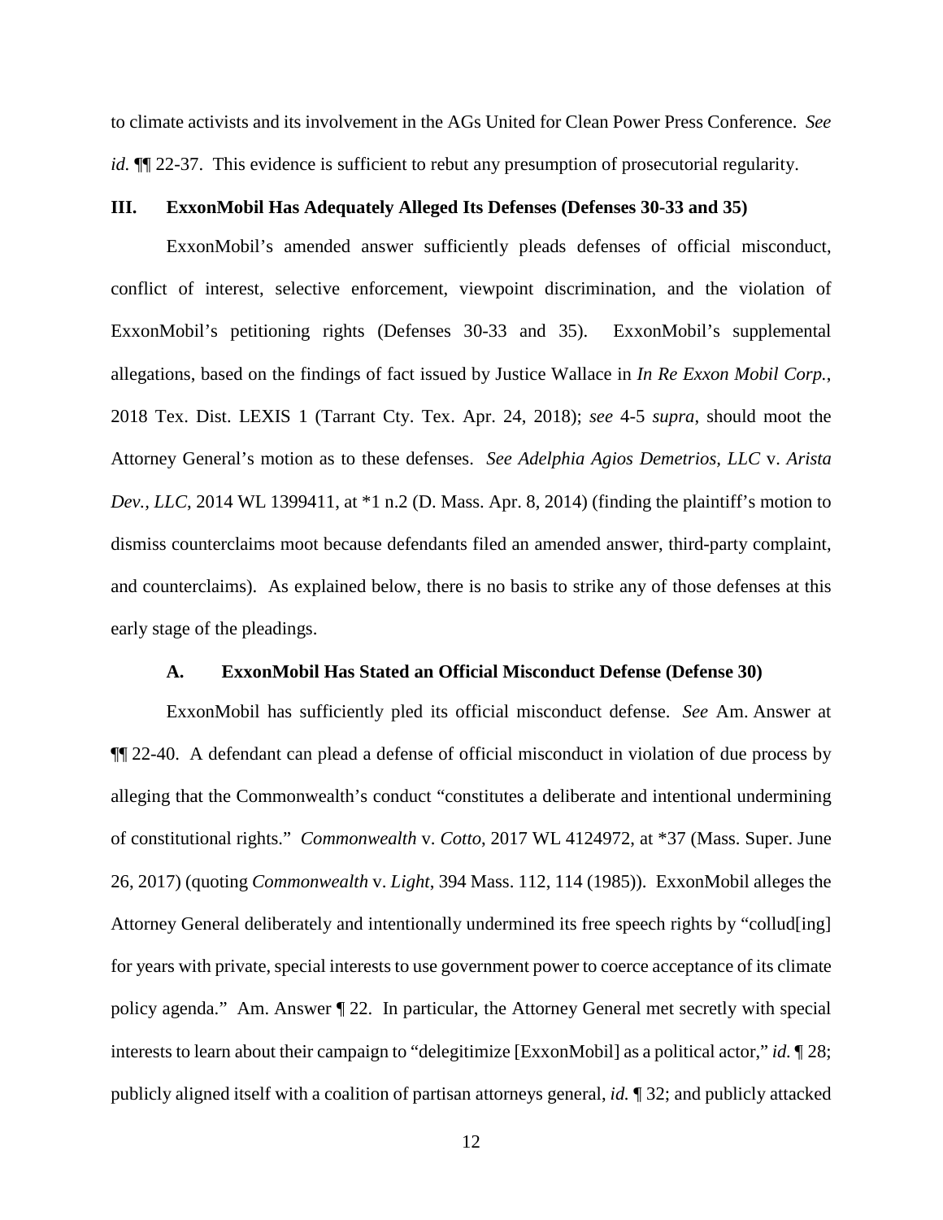to climate activists and its involvement in the AGs United for Clean Power Press Conference. *See id.* ¶¶ 22-37. This evidence is sufficient to rebut any presumption of prosecutorial regularity.

## III. ExxonMobil Has Adequately Alleged Its Defenses (Defenses 30-33 and 35)

ExxonMobil's amended answer sufficiently pleads defenses of official misconduct, conflict of interest, selective enforcement, viewpoint discrimination, and the violation of ExxonMobil's petitioning rights (Defenses 30-33 and 35). ExxonMobil's supplemental allegations, based on the findings of fact issued by Justice Wallace in *In Re Exxon Mobil Corp.*, 2018 Tex. Dist. LEXIS 1 (Tarrant Cty. Tex. Apr. 24, 2018); *see* 4-5 *supra*, should moot the Attorney General's motion as to these defenses. *See Adelphia Agios Demetrios, LLC* v. *Arista Dev., LLC*, 2014 WL 1399411, at \*1 n.2 (D. Mass. Apr. 8, 2014) (finding the plaintiff's motion to dismiss counterclaims moot because defendants filed an amended answer, third-party complaint, and counterclaims). As explained below, there is no basis to strike any of those defenses at this early stage of the pleadings.

### A. ExxonMobil Has Stated an Official Misconduct Defense (Defense 30)

ExxonMobil has sufficiently pled its official misconduct defense. *See* Am. Answer at ¶¶ 22-40. A defendant can plead a defense of official misconduct in violation of due process by alleging that the Commonwealth's conduct "constitutes a deliberate and intentional undermining of constitutional rights." *Commonwealth* v. *Cotto*, 2017 WL 4124972, at \*37 (Mass. Super. June 26, 2017) (quoting *Commonwealth* v. *Light*, 394 Mass. 112, 114 (1985)). ExxonMobil alleges the Attorney General deliberately and intentionally undermined its free speech rights by "collud[ing] for years with private, special interests to use government power to coerce acceptance of its climate policy agenda." Am. Answer ¶ 22. In particular, the Attorney General met secretly with special interests to learn about their campaign to "delegitimize [ExxonMobil] as a political actor," *id.* ¶ 28; publicly aligned itself with a coalition of partisan attorneys general, *id.* ¶ 32; and publicly attacked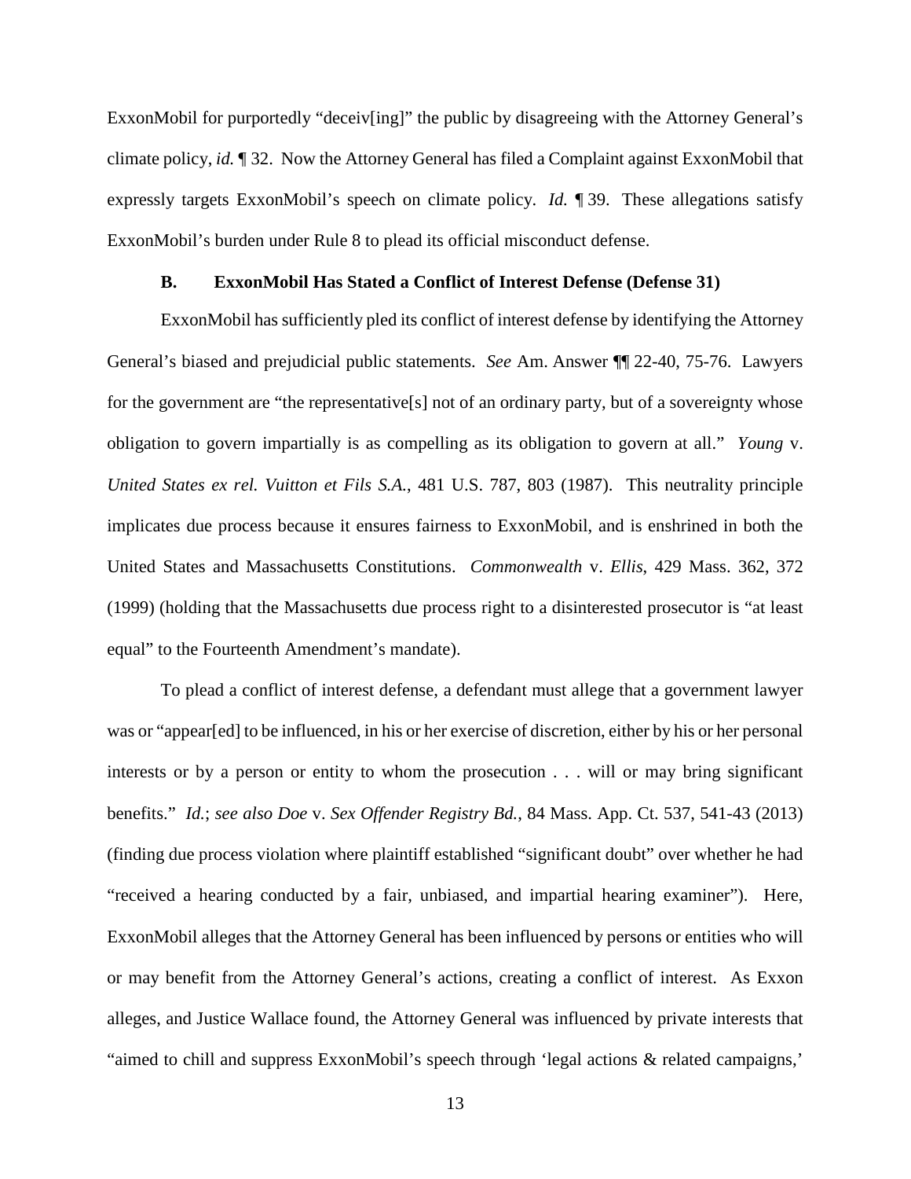ExxonMobil for purportedly "deceiv[ing]" the public by disagreeing with the Attorney General's climate policy, *id.* ¶ 32. Now the Attorney General has filed a Complaint against ExxonMobil that expressly targets ExxonMobil's speech on climate policy. *Id.* ¶ 39. These allegations satisfy ExxonMobil's burden under Rule 8 to plead its official misconduct defense.

### B. ExxonMobil Has Stated a Conflict of Interest Defense (Defense 31)

ExxonMobil has sufficiently pled its conflict of interest defense by identifying the Attorney General's biased and prejudicial public statements. *See* Am. Answer ¶¶ 22-40, 75-76. Lawyers for the government are "the representative[s] not of an ordinary party, but of a sovereignty whose obligation to govern impartially is as compelling as its obligation to govern at all." *Young* v. *United States ex rel. Vuitton et Fils S.A.*, 481 U.S. 787, 803 (1987). This neutrality principle implicates due process because it ensures fairness to ExxonMobil, and is enshrined in both the United States and Massachusetts Constitutions. *Commonwealth* v. *Ellis*, 429 Mass. 362, 372 (1999) (holding that the Massachusetts due process right to a disinterested prosecutor is "at least equal" to the Fourteenth Amendment's mandate).

To plead a conflict of interest defense, a defendant must allege that a government lawyer was or "appear[ed] to be influenced, in his or her exercise of discretion, either by his or her personal interests or by a person or entity to whom the prosecution . . . will or may bring significant benefits." *Id.*; *see also Doe* v. *Sex Offender Registry Bd.*, 84 Mass. App. Ct. 537, 541-43 (2013) (finding due process violation where plaintiff established "significant doubt" over whether he had "received a hearing conducted by a fair, unbiased, and impartial hearing examiner"). Here, ExxonMobil alleges that the Attorney General has been influenced by persons or entities who will or may benefit from the Attorney General's actions, creating a conflict of interest. As Exxon alleges, and Justice Wallace found, the Attorney General was influenced by private interests that "aimed to chill and suppress ExxonMobil's speech through 'legal actions & related campaigns,'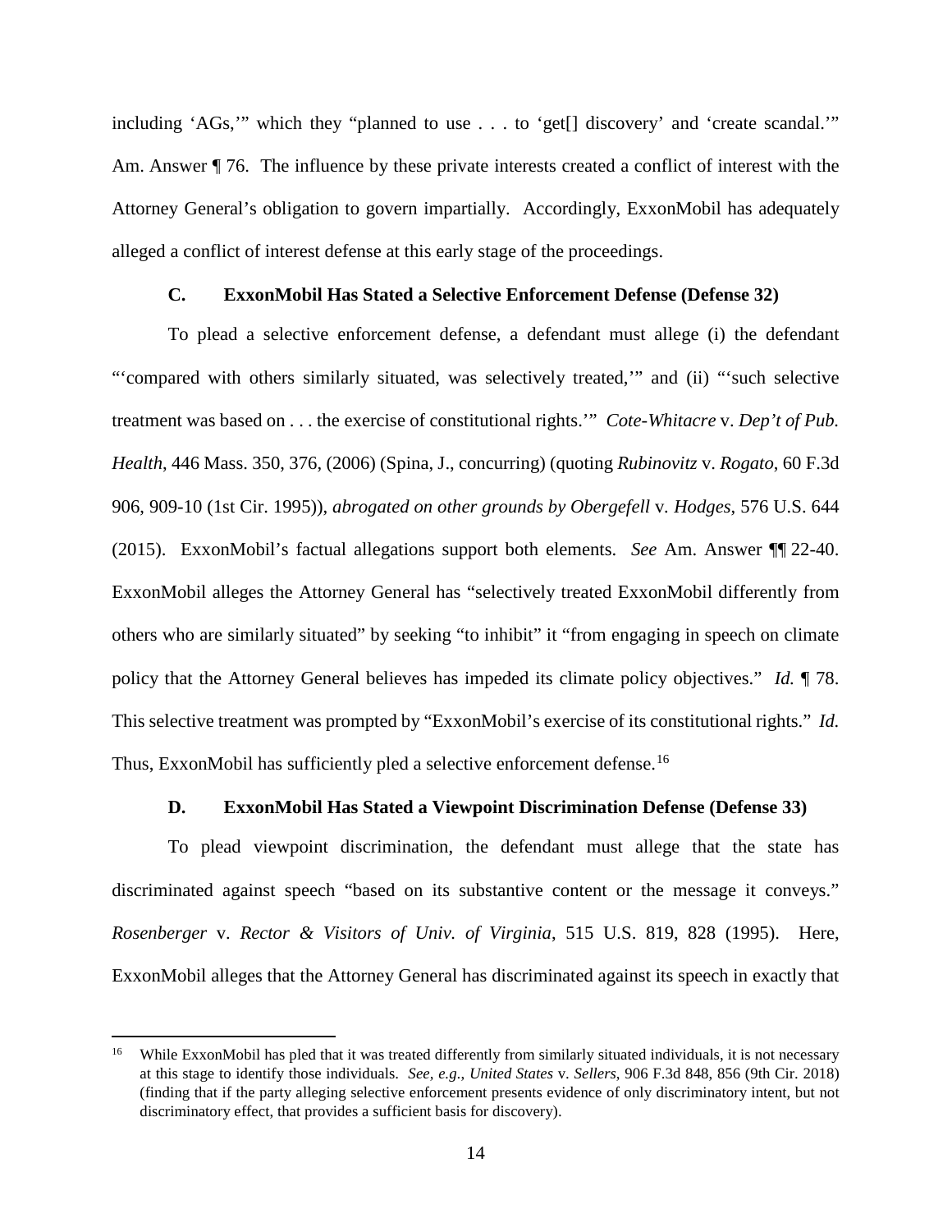including 'AGs,'" which they "planned to use . . . to 'get[] discovery' and 'create scandal.'" Am. Answer ¶ 76. The influence by these private interests created a conflict of interest with the Attorney General's obligation to govern impartially. Accordingly, ExxonMobil has adequately alleged a conflict of interest defense at this early stage of the proceedings.

### C. ExxonMobil Has Stated a Selective Enforcement Defense (Defense 32)

To plead a selective enforcement defense, a defendant must allege (i) the defendant "'compared with others similarly situated, was selectively treated,'" and (ii) "'such selective treatment was based on . . . the exercise of constitutional rights.'" *Cote-Whitacre* v. *Dep't of Pub. Health*, 446 Mass. 350, 376, (2006) (Spina, J., concurring) (quoting *Rubinovitz* v. *Rogato*, 60 F.3d 906, 909-10 (1st Cir. 1995)), *abrogated on other grounds by Obergefell* v. *Hodges*, 576 U.S. 644 (2015). ExxonMobil's factual allegations support both elements. *See* Am. Answer ¶¶ 22-40. ExxonMobil alleges the Attorney General has "selectively treated ExxonMobil differently from others who are similarly situated" by seeking "to inhibit" it "from engaging in speech on climate policy that the Attorney General believes has impeded its climate policy objectives." *Id.* ¶ 78. This selective treatment was prompted by "ExxonMobil's exercise of its constitutional rights." *Id.* Thus, ExxonMobil has sufficiently pled a selective enforcement defense.[16]

### D. ExxonMobil Has Stated a Viewpoint Discrimination Defense (Defense 33)

To plead viewpoint discrimination, the defendant must allege that the state has discriminated against speech "based on its substantive content or the message it conveys." *Rosenberger* v. *Rector & Visitors of Univ. of Virginia*, 515 U.S. 819, 828 (1995). Here, ExxonMobil alleges that the Attorney General has discriminated against its speech in exactly that

---

[16] While ExxonMobil has pled that it was treated differently from similarly situated individuals, it is not necessary at this stage to identify those individuals. *See, e.g.*, *United States* v. *Sellers*, 906 F.3d 848, 856 (9th Cir. 2018) (finding that if the party alleging selective enforcement presents evidence of only discriminatory intent, but not discriminatory effect, that provides a sufficient basis for discovery).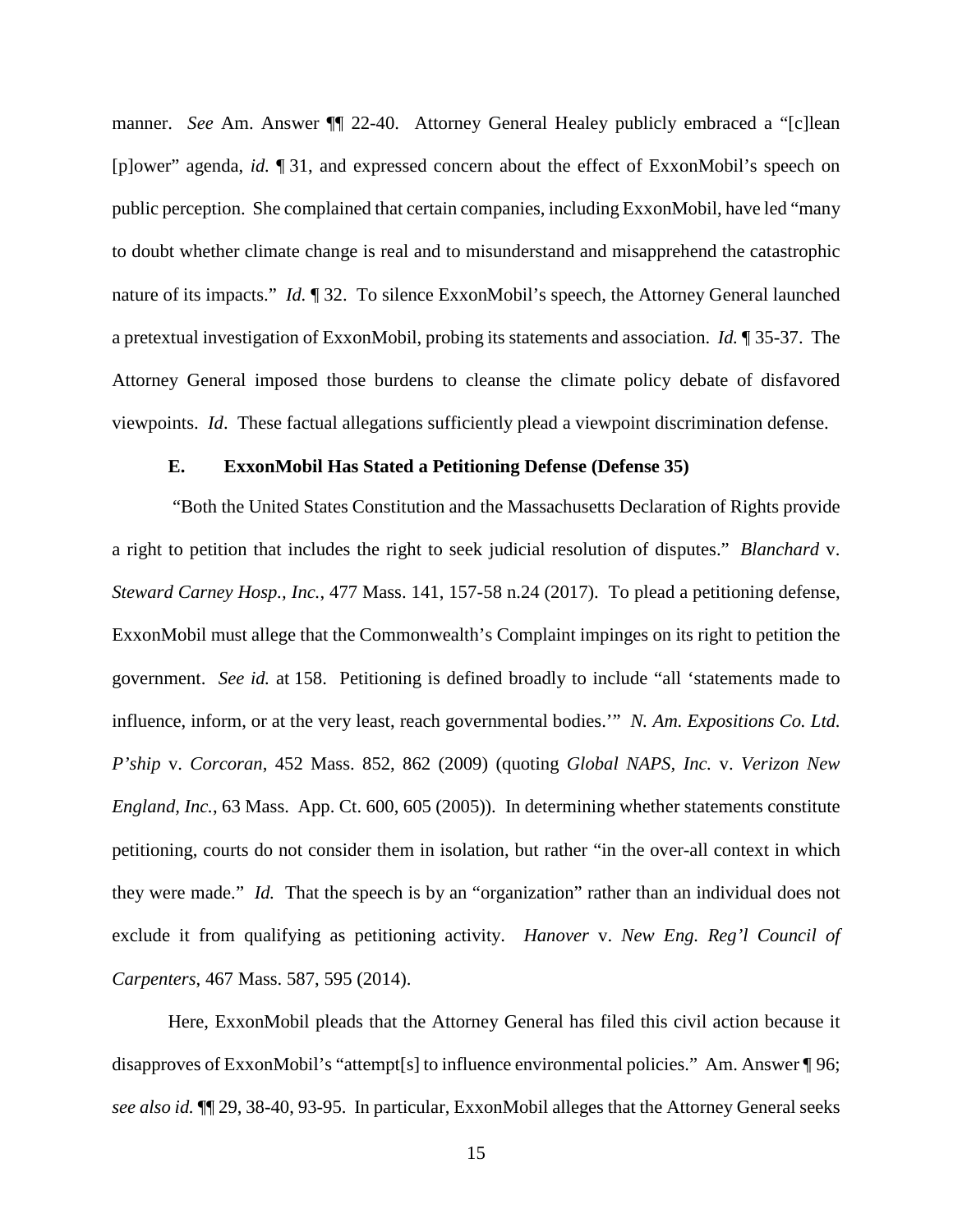manner. *See* Am. Answer ¶¶ 22-40. Attorney General Healey publicly embraced a "[c]lean [p]ower" agenda, *id.* ¶ 31, and expressed concern about the effect of ExxonMobil's speech on public perception. She complained that certain companies, including ExxonMobil, have led "many to doubt whether climate change is real and to misunderstand and misapprehend the catastrophic nature of its impacts." *Id.* ¶ 32. To silence ExxonMobil's speech, the Attorney General launched a pretextual investigation of ExxonMobil, probing its statements and association. *Id.* ¶ 35-37. The Attorney General imposed those burdens to cleanse the climate policy debate of disfavored viewpoints. *Id*. These factual allegations sufficiently plead a viewpoint discrimination defense.

### E. ExxonMobil Has Stated a Petitioning Defense (Defense 35)

"Both the United States Constitution and the Massachusetts Declaration of Rights provide a right to petition that includes the right to seek judicial resolution of disputes." *Blanchard* v. *Steward Carney Hosp., Inc.*, 477 Mass. 141, 157-58 n.24 (2017). To plead a petitioning defense, ExxonMobil must allege that the Commonwealth's Complaint impinges on its right to petition the government. *See id.* at 158. Petitioning is defined broadly to include "all 'statements made to influence, inform, or at the very least, reach governmental bodies.'" *N. Am. Expositions Co. Ltd. P'ship* v. *Corcoran*, 452 Mass. 852, 862 (2009) (quoting *Global NAPS, Inc.* v. *Verizon New England, Inc.*, 63 Mass. App. Ct. 600, 605 (2005)). In determining whether statements constitute petitioning, courts do not consider them in isolation, but rather "in the over-all context in which they were made." *Id.* That the speech is by an "organization" rather than an individual does not exclude it from qualifying as petitioning activity. *Hanover* v. *New Eng. Reg'l Council of Carpenters*, 467 Mass. 587, 595 (2014).

Here, ExxonMobil pleads that the Attorney General has filed this civil action because it disapproves of ExxonMobil's "attempt[s] to influence environmental policies." Am. Answer ¶ 96; *see also id.* ¶¶ 29, 38-40, 93-95. In particular, ExxonMobil alleges that the Attorney General seeks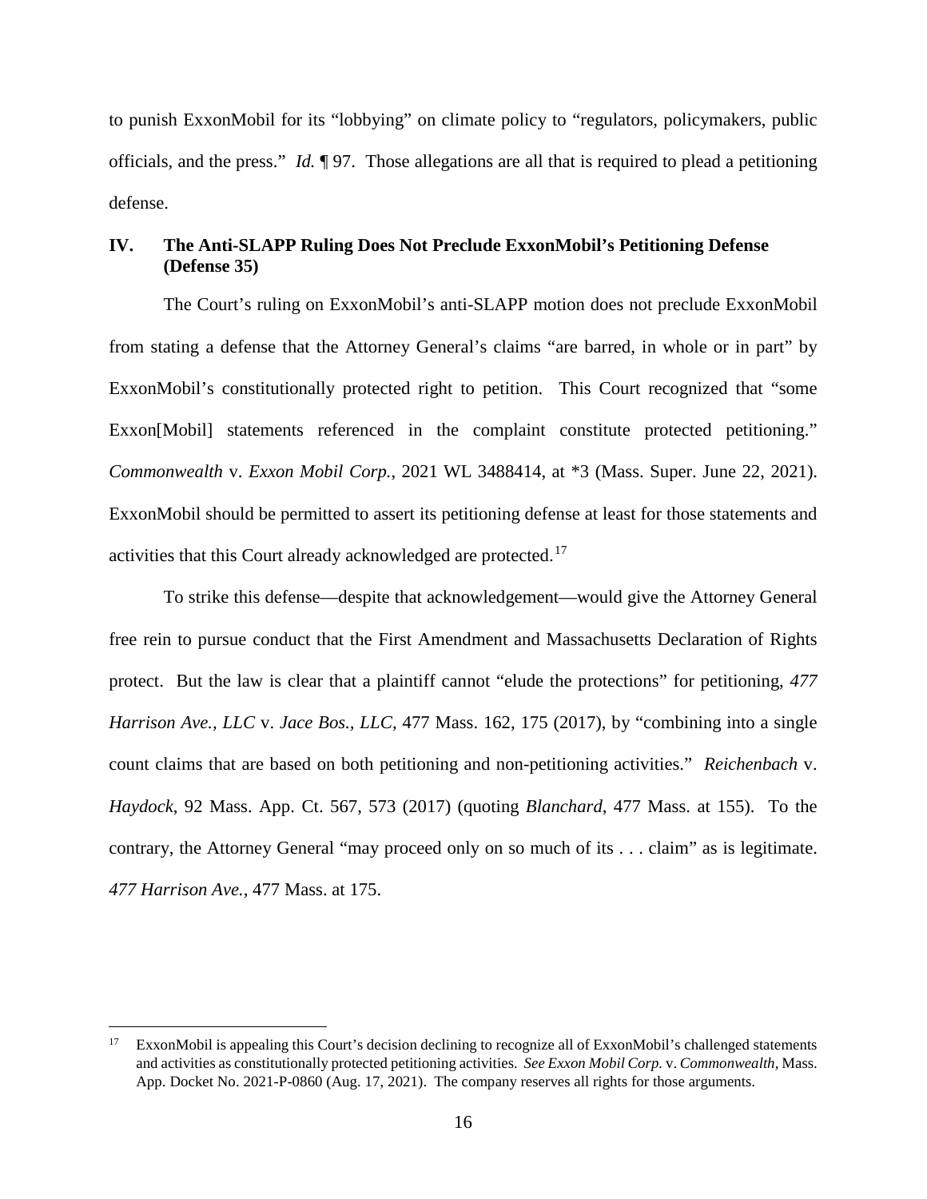to punish ExxonMobil for its "lobbying" on climate policy to "regulators, policymakers, public officials, and the press." *Id.* ¶ 97. Those allegations are all that is required to plead a petitioning defense.

## IV. The Anti-SLAPP Ruling Does Not Preclude ExxonMobil's Petitioning Defense (Defense 35)

The Court's ruling on ExxonMobil's anti-SLAPP motion does not preclude ExxonMobil from stating a defense that the Attorney General's claims "are barred, in whole or in part" by ExxonMobil's constitutionally protected right to petition. This Court recognized that "some Exxon[Mobil] statements referenced in the complaint constitute protected petitioning." *Commonwealth* v. *Exxon Mobil Corp.*, 2021 WL 3488414, at *3 (Mass. Super. June 22, 2021). ExxonMobil should be permitted to assert its petitioning defense at least for those statements and activities that this Court already acknowledged are protected.[17]

To strike this defense—despite that acknowledgement—would give the Attorney General free rein to pursue conduct that the First Amendment and Massachusetts Declaration of Rights protect. But the law is clear that a plaintiff cannot "elude the protections" for petitioning, *477 Harrison Ave., LLC* v. *Jace Bos., LLC*, 477 Mass. 162, 175 (2017), by "combining into a single count claims that are based on both petitioning and non-petitioning activities." *Reichenbach* v. *Haydock*, 92 Mass. App. Ct. 567, 573 (2017) (quoting *Blanchard*, 477 Mass. at 155). To the contrary, the Attorney General "may proceed only on so much of its . . . claim" as is legitimate. *477 Harrison Ave.*, 477 Mass. at 175.

---

[17] ExxonMobil is appealing this Court's decision declining to recognize all of ExxonMobil's challenged statements and activities as constitutionally protected petitioning activities. *See Exxon Mobil Corp.* v. *Commonwealth*, Mass. App. Docket No. 2021-P-0860 (Aug. 17, 2021). The company reserves all rights for those arguments.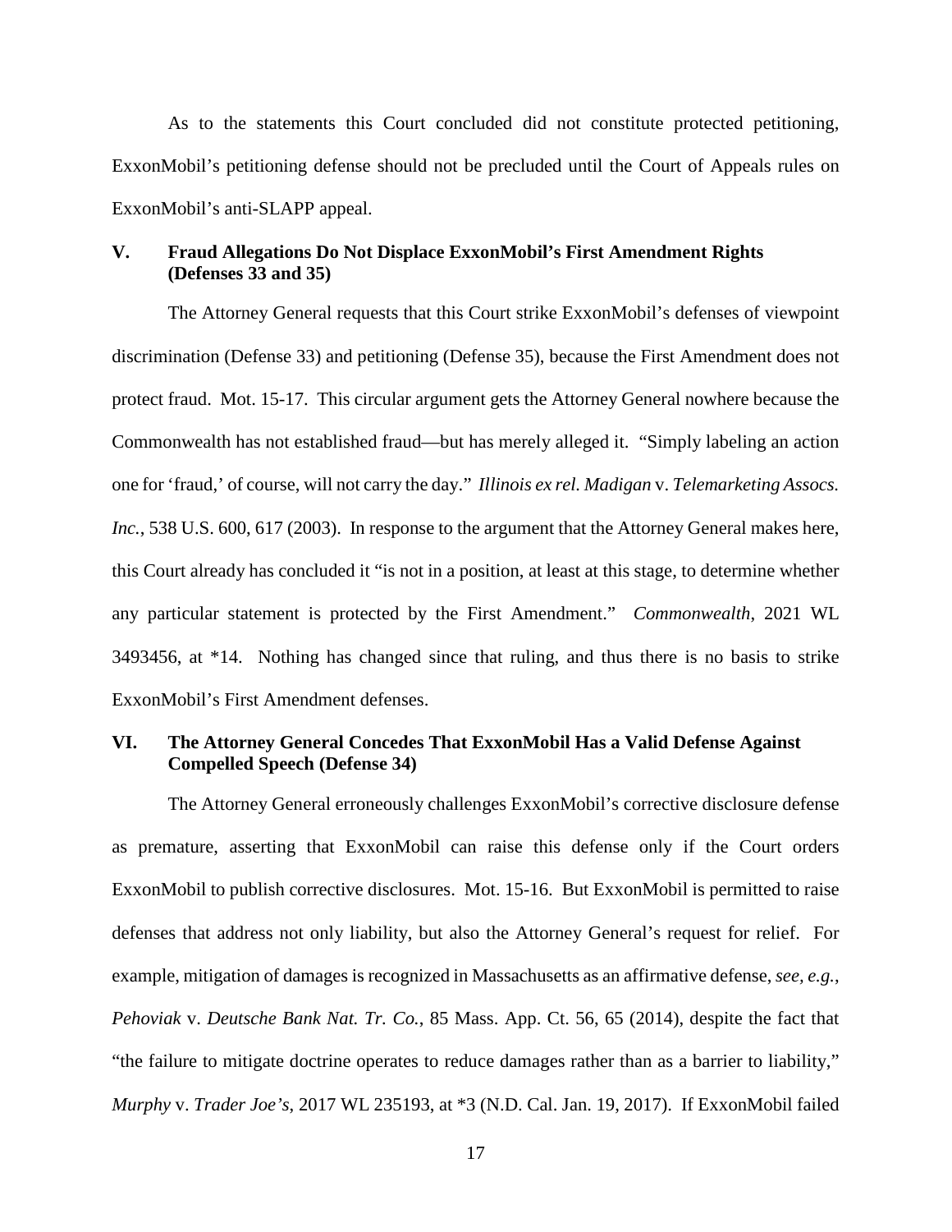As to the statements this Court concluded did not constitute protected petitioning, ExxonMobil's petitioning defense should not be precluded until the Court of Appeals rules on ExxonMobil's anti-SLAPP appeal.

## V. Fraud Allegations Do Not Displace ExxonMobil's First Amendment Rights (Defenses 33 and 35)

The Attorney General requests that this Court strike ExxonMobil's defenses of viewpoint discrimination (Defense 33) and petitioning (Defense 35), because the First Amendment does not protect fraud. Mot. 15-17. This circular argument gets the Attorney General nowhere because the Commonwealth has not established fraud—but has merely alleged it. "Simply labeling an action one for 'fraud,' of course, will not carry the day." *Illinois ex rel. Madigan* v. *Telemarketing Assocs. Inc.*, 538 U.S. 600, 617 (2003). In response to the argument that the Attorney General makes here, this Court already has concluded it "is not in a position, at least at this stage, to determine whether any particular statement is protected by the First Amendment." *Commonwealth*, 2021 WL 3493456, at *14. Nothing has changed since that ruling, and thus there is no basis to strike ExxonMobil's First Amendment defenses.

## VI. The Attorney General Concedes That ExxonMobil Has a Valid Defense Against Compelled Speech (Defense 34)

The Attorney General erroneously challenges ExxonMobil's corrective disclosure defense as premature, asserting that ExxonMobil can raise this defense only if the Court orders ExxonMobil to publish corrective disclosures. Mot. 15-16. But ExxonMobil is permitted to raise defenses that address not only liability, but also the Attorney General's request for relief. For example, mitigation of damages is recognized in Massachusetts as an affirmative defense, *see, e.g.*, *Pehoviak* v. *Deutsche Bank Nat. Tr. Co.*, 85 Mass. App. Ct. 56, 65 (2014), despite the fact that "the failure to mitigate doctrine operates to reduce damages rather than as a barrier to liability," *Murphy* v. *Trader Joe's*, 2017 WL 235193, at *3 (N.D. Cal. Jan. 19, 2017). If ExxonMobil failed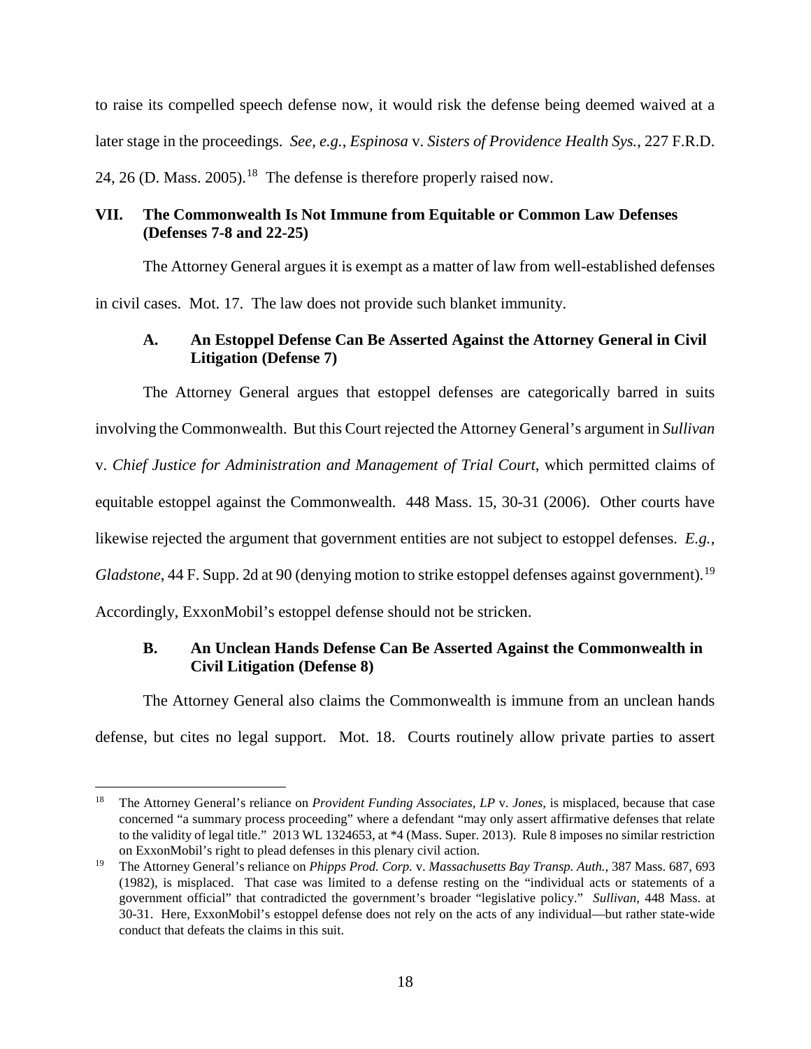to raise its compelled speech defense now, it would risk the defense being deemed waived at a later stage in the proceedings. *See, e.g.*, *Espinosa* v. *Sisters of Providence Health Sys.*, 227 F.R.D. 24, 26 (D. Mass. 2005).[18] The defense is therefore properly raised now.

## VII. The Commonwealth Is Not Immune from Equitable or Common Law Defenses (Defenses 7-8 and 22-25)

The Attorney General argues it is exempt as a matter of law from well-established defenses in civil cases. Mot. 17. The law does not provide such blanket immunity.

### A. An Estoppel Defense Can Be Asserted Against the Attorney General in Civil Litigation (Defense 7)

The Attorney General argues that estoppel defenses are categorically barred in suits involving the Commonwealth. But this Court rejected the Attorney General's argument in *Sullivan* v. *Chief Justice for Administration and Management of Trial Court*, which permitted claims of equitable estoppel against the Commonwealth. 448 Mass. 15, 30-31 (2006). Other courts have likewise rejected the argument that government entities are not subject to estoppel defenses. *E.g.*, *Gladstone*, 44 F. Supp. 2d at 90 (denying motion to strike estoppel defenses against government).[19] Accordingly, ExxonMobil's estoppel defense should not be stricken.

### B. An Unclean Hands Defense Can Be Asserted Against the Commonwealth in Civil Litigation (Defense 8)

The Attorney General also claims the Commonwealth is immune from an unclean hands defense, but cites no legal support. Mot. 18. Courts routinely allow private parties to assert

---

[18] The Attorney General's reliance on *Provident Funding Associates, LP* v. *Jones*, is misplaced, because that case concerned "a summary process proceeding" where a defendant "may only assert affirmative defenses that relate to the validity of legal title." 2013 WL 1324653, at *4 (Mass. Super. 2013). Rule 8 imposes no similar restriction on ExxonMobil's right to plead defenses in this plenary civil action.

[19] The Attorney General's reliance on *Phipps Prod. Corp.* v. *Massachusetts Bay Transp. Auth.*, 387 Mass. 687, 693 (1982), is misplaced. That case was limited to a defense resting on the "individual acts or statements of a government official" that contradicted the government's broader "legislative policy." *Sullivan*, 448 Mass. at 30-31. Here, ExxonMobil's estoppel defense does not rely on the acts of any individual—but rather state-wide conduct that defeats the claims in this suit.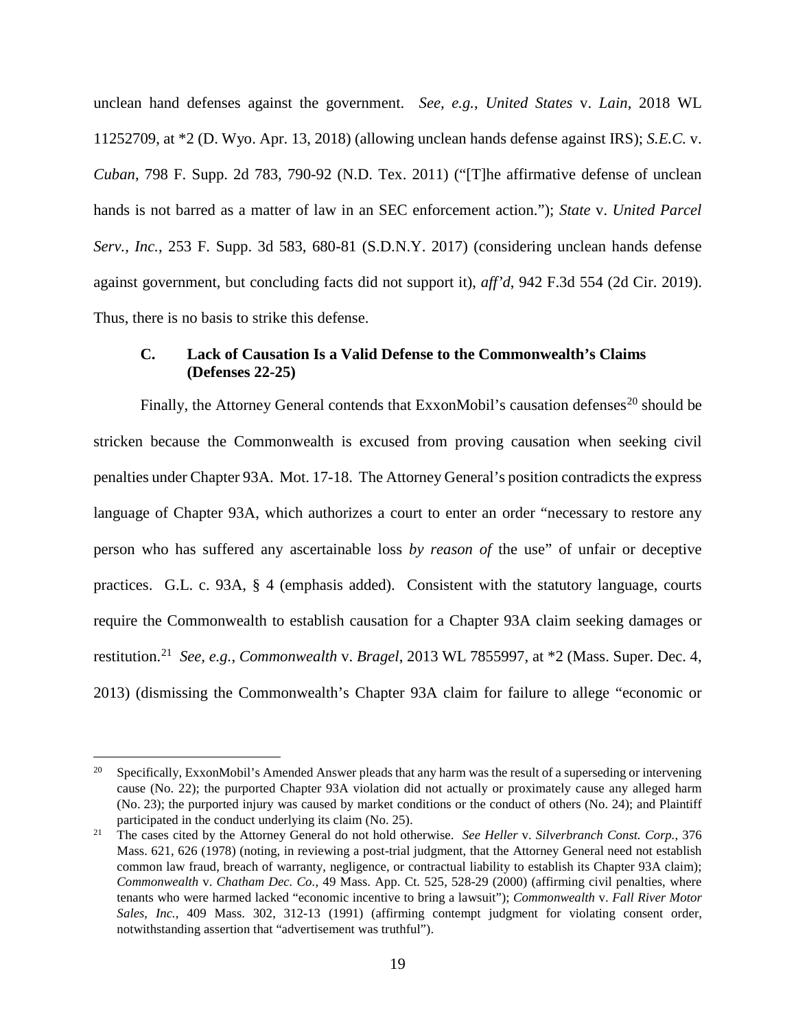unclean hand defenses against the government. *See, e.g.*, *United States* v. *Lain*, 2018 WL 11252709, at *2 (D. Wyo. Apr. 13, 2018) (allowing unclean hands defense against IRS); *S.E.C.* v. *Cuban*, 798 F. Supp. 2d 783, 790-92 (N.D. Tex. 2011) ("[T]he affirmative defense of unclean hands is not barred as a matter of law in an SEC enforcement action."); *State* v. *United Parcel Serv., Inc.*, 253 F. Supp. 3d 583, 680-81 (S.D.N.Y. 2017) (considering unclean hands defense against government, but concluding facts did not support it), *aff'd*, 942 F.3d 554 (2d Cir. 2019). Thus, there is no basis to strike this defense.

### C. Lack of Causation Is a Valid Defense to the Commonwealth's Claims (Defenses 22-25)

Finally, the Attorney General contends that ExxonMobil's causation defenses[20] should be stricken because the Commonwealth is excused from proving causation when seeking civil penalties under Chapter 93A. Mot. 17-18. The Attorney General's position contradicts the express language of Chapter 93A, which authorizes a court to enter an order "necessary to restore any person who has suffered any ascertainable loss *by reason of* the use" of unfair or deceptive practices. G.L. c. 93A, § 4 (emphasis added). Consistent with the statutory language, courts require the Commonwealth to establish causation for a Chapter 93A claim seeking damages or restitution.[21] *See, e.g.*, *Commonwealth* v. *Bragel*, 2013 WL 7855997, at *2 (Mass. Super. Dec. 4, 2013) (dismissing the Commonwealth's Chapter 93A claim for failure to allege "economic or

---

[20] Specifically, ExxonMobil's Amended Answer pleads that any harm was the result of a superseding or intervening cause (No. 22); the purported Chapter 93A violation did not actually or proximately cause any alleged harm (No. 23); the purported injury was caused by market conditions or the conduct of others (No. 24); and Plaintiff participated in the conduct underlying its claim (No. 25).

[21] The cases cited by the Attorney General do not hold otherwise. *See Heller* v. *Silverbranch Const. Corp.*, 376 Mass. 621, 626 (1978) (noting, in reviewing a post-trial judgment, that the Attorney General need not establish common law fraud, breach of warranty, negligence, or contractual liability to establish its Chapter 93A claim); *Commonwealth* v. *Chatham Dec. Co.*, 49 Mass. App. Ct. 525, 528-29 (2000) (affirming civil penalties, where tenants who were harmed lacked "economic incentive to bring a lawsuit"); *Commonwealth* v. *Fall River Motor Sales, Inc.*, 409 Mass. 302, 312-13 (1991) (affirming contempt judgment for violating consent order, notwithstanding assertion that "advertisement was truthful").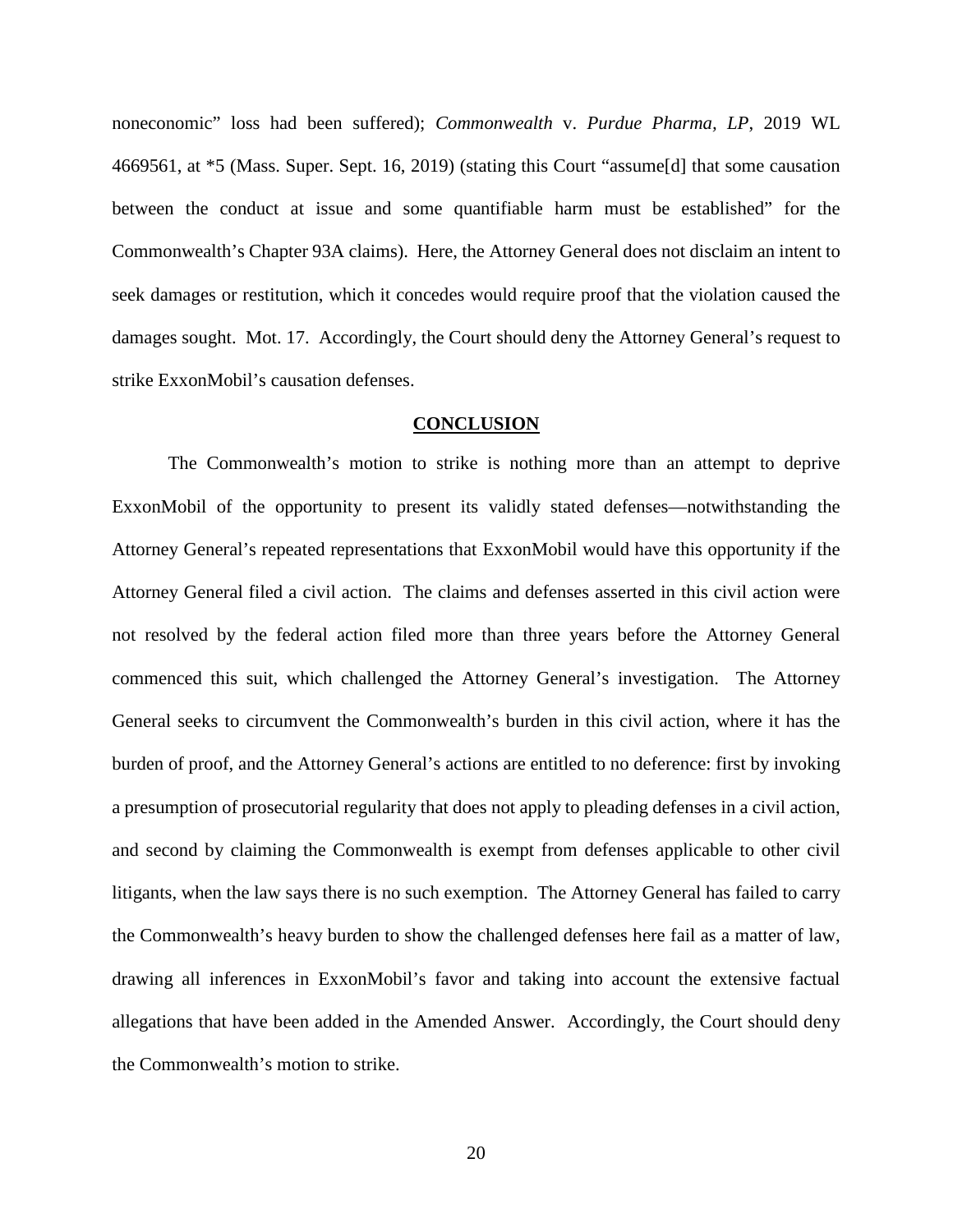noneconomic" loss had been suffered); *Commonwealth* v. *Purdue Pharma, LP*, 2019 WL 4669561, at *5 (Mass. Super. Sept. 16, 2019) (stating this Court "assume[d] that some causation between the conduct at issue and some quantifiable harm must be established" for the Commonwealth's Chapter 93A claims). Here, the Attorney General does not disclaim an intent to seek damages or restitution, which it concedes would require proof that the violation caused the damages sought. Mot. 17. Accordingly, the Court should deny the Attorney General's request to strike ExxonMobil's causation defenses.

## CONCLUSION

The Commonwealth's motion to strike is nothing more than an attempt to deprive ExxonMobil of the opportunity to present its validly stated defenses—notwithstanding the Attorney General's repeated representations that ExxonMobil would have this opportunity if the Attorney General filed a civil action. The claims and defenses asserted in this civil action were not resolved by the federal action filed more than three years before the Attorney General commenced this suit, which challenged the Attorney General's investigation. The Attorney General seeks to circumvent the Commonwealth's burden in this civil action, where it has the burden of proof, and the Attorney General's actions are entitled to no deference: first by invoking a presumption of prosecutorial regularity that does not apply to pleading defenses in a civil action, and second by claiming the Commonwealth is exempt from defenses applicable to other civil litigants, when the law says there is no such exemption. The Attorney General has failed to carry the Commonwealth's heavy burden to show the challenged defenses here fail as a matter of law, drawing all inferences in ExxonMobil's favor and taking into account the extensive factual allegations that have been added in the Amended Answer. Accordingly, the Court should deny the Commonwealth's motion to strike.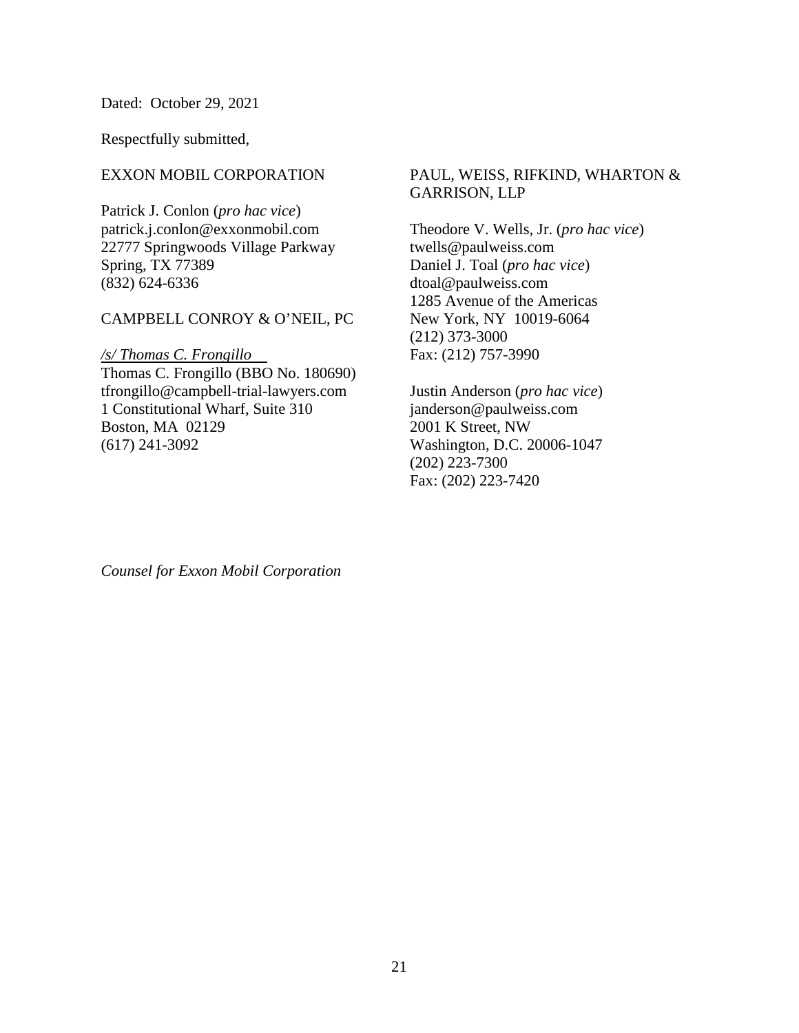Dated: October 29, 2021

Respectfully submitted,

EXXON MOBIL CORPORATION

Patrick J. Conlon (*pro hac vice*)
patrick.j.conlon@exxonmobil.com
22777 Springwoods Village Parkway
Spring, TX 77389
(832) 624-6336

CAMPBELL CONROY & O'NEIL, PC

*/s/ Thomas C. Frongillo*
Thomas C. Frongillo (BBO No. 180690)
tfrongillo@campbell-trial-lawyers.com
1 Constitutional Wharf, Suite 310
Boston, MA 02129
(617) 241-3092

PAUL, WEISS, RIFKIND, WHARTON & GARRISON, LLP

Theodore V. Wells, Jr. (*pro hac vice*)
twells@paulweiss.com
Daniel J. Toal (*pro hac vice*)
dtoal@paulweiss.com
1285 Avenue of the Americas
New York, NY 10019-6064
(212) 373-3000
Fax: (212) 757-3990

Justin Anderson (*pro hac vice*)
janderson@paulweiss.com
2001 K Street, NW
Washington, D.C. 20006-1047
(202) 223-7300
Fax: (202) 223-7420

*Counsel for Exxon Mobil Corporation*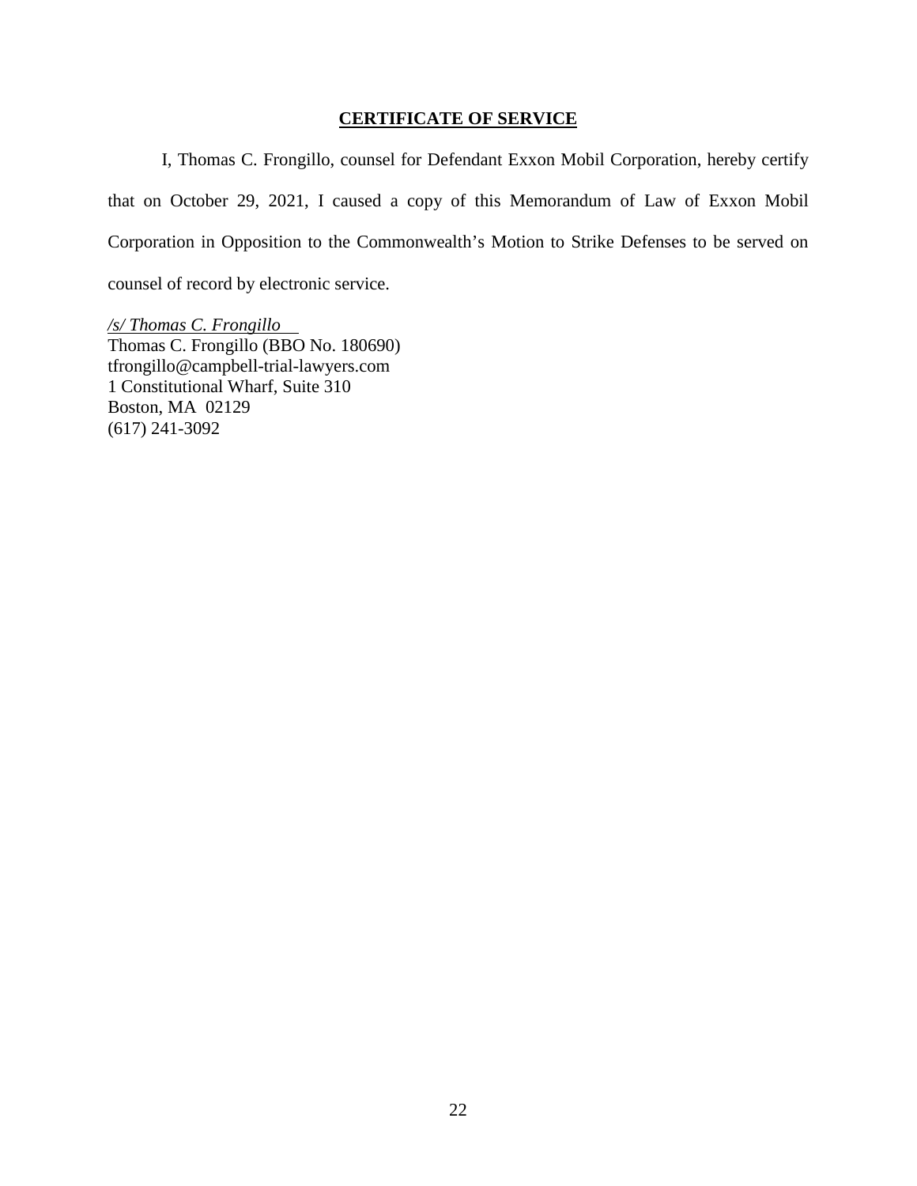## CERTIFICATE OF SERVICE

I, Thomas C. Frongillo, counsel for Defendant Exxon Mobil Corporation, hereby certify that on October 29, 2021, I caused a copy of this Memorandum of Law of Exxon Mobil Corporation in Opposition to the Commonwealth's Motion to Strike Defenses to be served on counsel of record by electronic service.

*/s/ Thomas C. Frongillo*
Thomas C. Frongillo (BBO No. 180690)
tfrongillo@campbell-trial-lawyers.com
1 Constitutional Wharf, Suite 310
Boston, MA 02129
(617) 241-3092